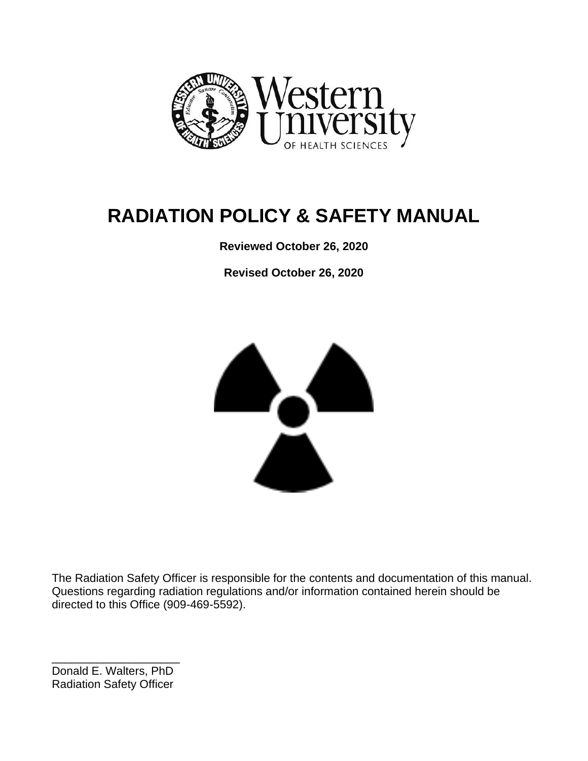# RADIATION POLICY & SAFETY MANUAL

**Reviewed October 26, 2020**

**Revised October 26, 2020**

The Radiation Safety Officer is responsible for the contents and documentation of this manual. Questions regarding radiation regulations and/or information contained herein should be directed to this Office (909-469-5592).

\_\_\_\_\_\_\_\_\_\_\_\_\_\_\_\_\_\_\_\_\_\_

Donald E. Walters, PhD
Radiation Safety Officer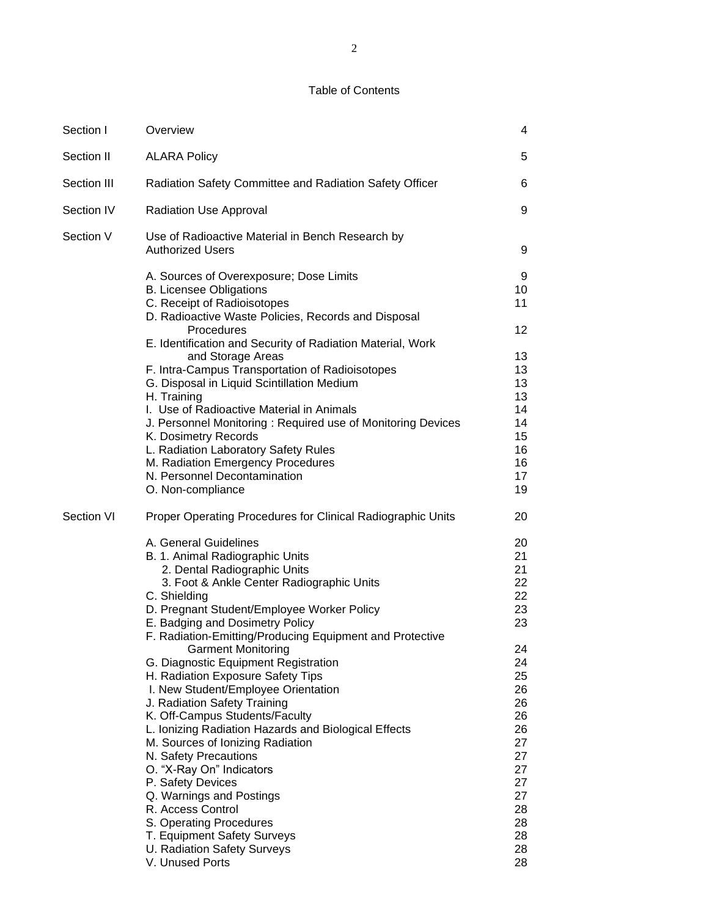# Table of Contents

| | | |
|---|---|---|
| Section I | Overview | 4 |
| Section II | ALARA Policy | 5 |
| Section III | Radiation Safety Committee and Radiation Safety Officer | 6 |
| Section IV | Radiation Use Approval | 9 |
| Section V | Use of Radioactive Material in Bench Research by Authorized Users | 9 |
| | A. Sources of Overexposure; Dose Limits | 9 |
| | B. Licensee Obligations | 10 |
| | C. Receipt of Radioisotopes | 11 |
| | D. Radioactive Waste Policies, Records and Disposal Procedures | 12 |
| | E. Identification and Security of Radiation Material, Work and Storage Areas | 13 |
| | F. Intra-Campus Transportation of Radioisotopes | 13 |
| | G. Disposal in Liquid Scintillation Medium | 13 |
| | H. Training | 13 |
| | I. Use of Radioactive Material in Animals | 14 |
| | J. Personnel Monitoring : Required use of Monitoring Devices | 14 |
| | K. Dosimetry Records | 15 |
| | L. Radiation Laboratory Safety Rules | 16 |
| | M. Radiation Emergency Procedures | 16 |
| | N. Personnel Decontamination | 17 |
| | O. Non-compliance | 19 |
| Section VI | Proper Operating Procedures for Clinical Radiographic Units | 20 |
| | A. General Guidelines | 20 |
| | B. 1. Animal Radiographic Units | 21 |
| | 2. Dental Radiographic Units | 21 |
| | 3. Foot & Ankle Center Radiographic Units | 22 |
| | C. Shielding | 22 |
| | D. Pregnant Student/Employee Worker Policy | 23 |
| | E. Badging and Dosimetry Policy | 23 |
| | F. Radiation-Emitting/Producing Equipment and Protective Garment Monitoring | 24 |
| | G. Diagnostic Equipment Registration | 24 |
| | H. Radiation Exposure Safety Tips | 25 |
| | I. New Student/Employee Orientation | 26 |
| | J. Radiation Safety Training | 26 |
| | K. Off-Campus Students/Faculty | 26 |
| | L. Ionizing Radiation Hazards and Biological Effects | 26 |
| | M. Sources of Ionizing Radiation | 27 |
| | N. Safety Precautions | 27 |
| | O. "X-Ray On" Indicators | 27 |
| | P. Safety Devices | 27 |
| | Q. Warnings and Postings | 27 |
| | R. Access Control | 28 |
| | S. Operating Procedures | 28 |
| | T. Equipment Safety Surveys | 28 |
| | U. Radiation Safety Surveys | 28 |
| | V. Unused Ports | 28 |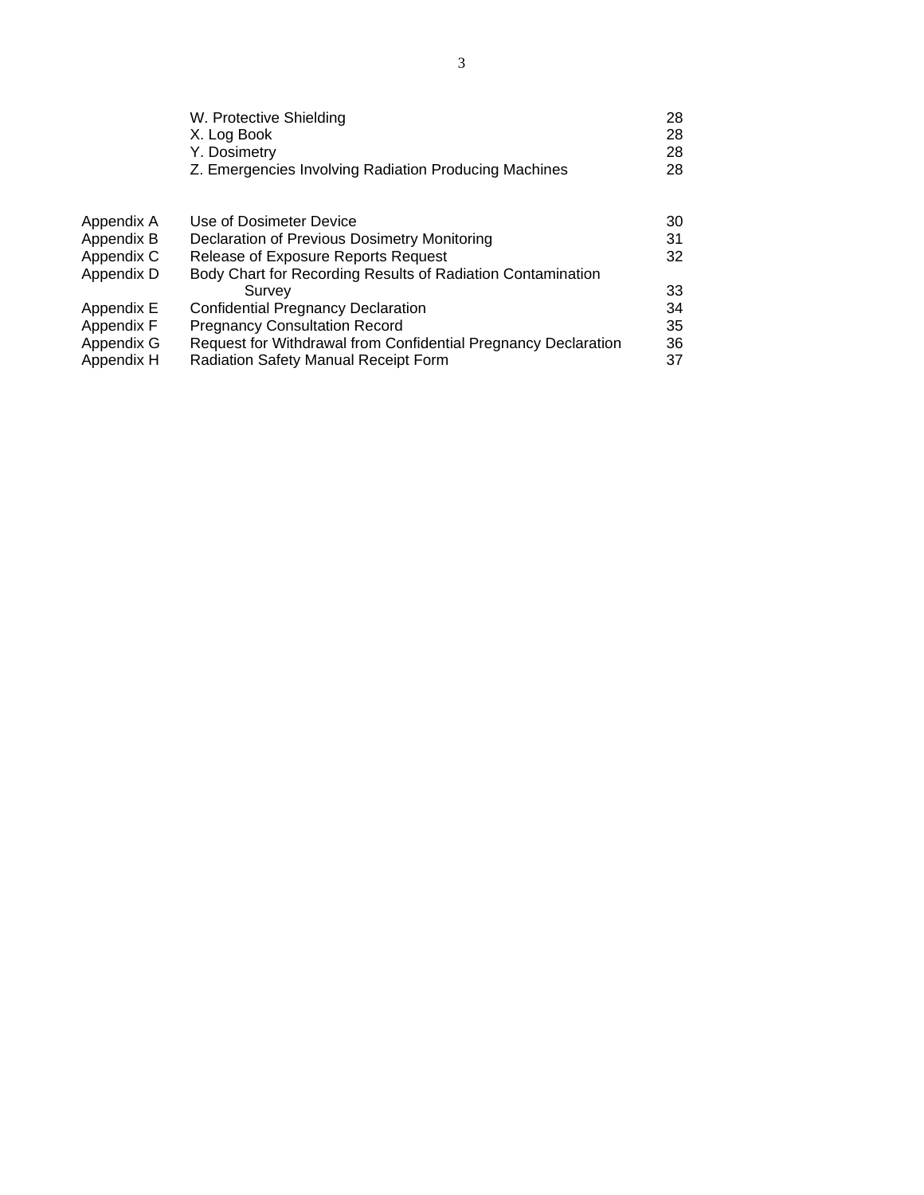| | | |
|---|---|---|
| | W. Protective Shielding | 28 |
| | X. Log Book | 28 |
| | Y. Dosimetry | 28 |
| | Z. Emergencies Involving Radiation Producing Machines | 28 |
| Appendix A | Use of Dosimeter Device | 30 |
| Appendix B | Declaration of Previous Dosimetry Monitoring | 31 |
| Appendix C | Release of Exposure Reports Request | 32 |
| Appendix D | Body Chart for Recording Results of Radiation Contamination Survey | 33 |
| Appendix E | Confidential Pregnancy Declaration | 34 |
| Appendix F | Pregnancy Consultation Record | 35 |
| Appendix G | Request for Withdrawal from Confidential Pregnancy Declaration | 36 |
| Appendix H | Radiation Safety Manual Receipt Form | 37 |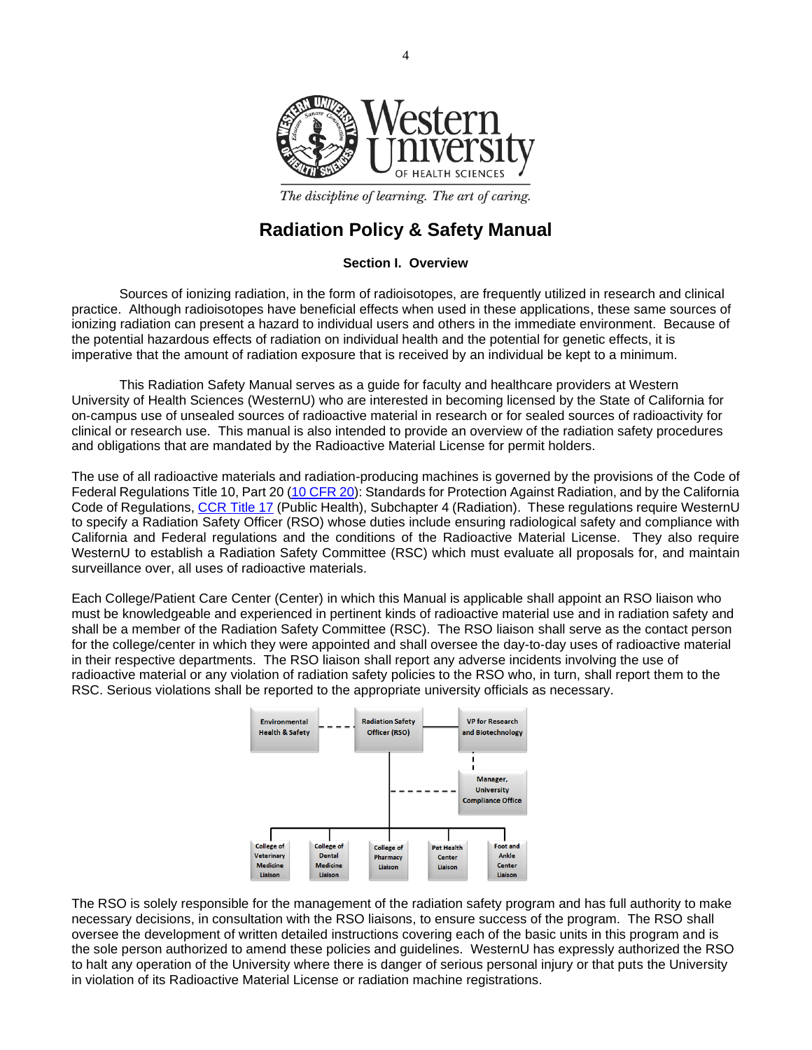Western University OF HEALTH SCIENCES

*The discipline of learning. The art of caring.*

# Radiation Policy & Safety Manual

## Section I. Overview

Sources of ionizing radiation, in the form of radioisotopes, are frequently utilized in research and clinical practice. Although radioisotopes have beneficial effects when used in these applications, these same sources of ionizing radiation can present a hazard to individual users and others in the immediate environment. Because of the potential hazardous effects of radiation on individual health and the potential for genetic effects, it is imperative that the amount of radiation exposure that is received by an individual be kept to a minimum.

This Radiation Safety Manual serves as a guide for faculty and healthcare providers at Western University of Health Sciences (WesternU) who are interested in becoming licensed by the State of California for on-campus use of unsealed sources of radioactive material in research or for sealed sources of radioactivity for clinical or research use. This manual is also intended to provide an overview of the radiation safety procedures and obligations that are mandated by the Radioactive Material License for permit holders.

The use of all radioactive materials and radiation-producing machines is governed by the provisions of the Code of Federal Regulations Title 10, Part 20 (10 CFR 20): Standards for Protection Against Radiation, and by the California Code of Regulations, CCR Title 17 (Public Health), Subchapter 4 (Radiation). These regulations require WesternU to specify a Radiation Safety Officer (RSO) whose duties include ensuring radiological safety and compliance with California and Federal regulations and the conditions of the Radioactive Material License. They also require WesternU to establish a Radiation Safety Committee (RSC) which must evaluate all proposals for, and maintain surveillance over, all uses of radioactive materials.

Each College/Patient Care Center (Center) in which this Manual is applicable shall appoint an RSO liaison who must be knowledgeable and experienced in pertinent kinds of radioactive material use and in radiation safety and shall be a member of the Radiation Safety Committee (RSC). The RSO liaison shall serve as the contact person for the college/center in which they were appointed and shall oversee the day-to-day uses of radioactive material in their respective departments. The RSO liaison shall report any adverse incidents involving the use of radioactive material or any violation of radiation safety policies to the RSO who, in turn, shall report them to the RSC. Serious violations shall be reported to the appropriate university officials as necessary.

Environmental Health & Safety — Radiation Safety Officer (RSO) — VP for Research and Biotechnology

Manager, University Compliance Office

College of Veterinary Medicine Liaison | College of Dental Medicine Liaison | College of Pharmacy Liaison | Pet Health Center Liaison | Foot and Ankle Center Liaison

The RSO is solely responsible for the management of the radiation safety program and has full authority to make necessary decisions, in consultation with the RSO liaisons, to ensure success of the program. The RSO shall oversee the development of written detailed instructions covering each of the basic units in this program and is the sole person authorized to amend these policies and guidelines. WesternU has expressly authorized the RSO to halt any operation of the University where there is danger of serious personal injury or that puts the University in violation of its Radioactive Material License or radiation machine registrations.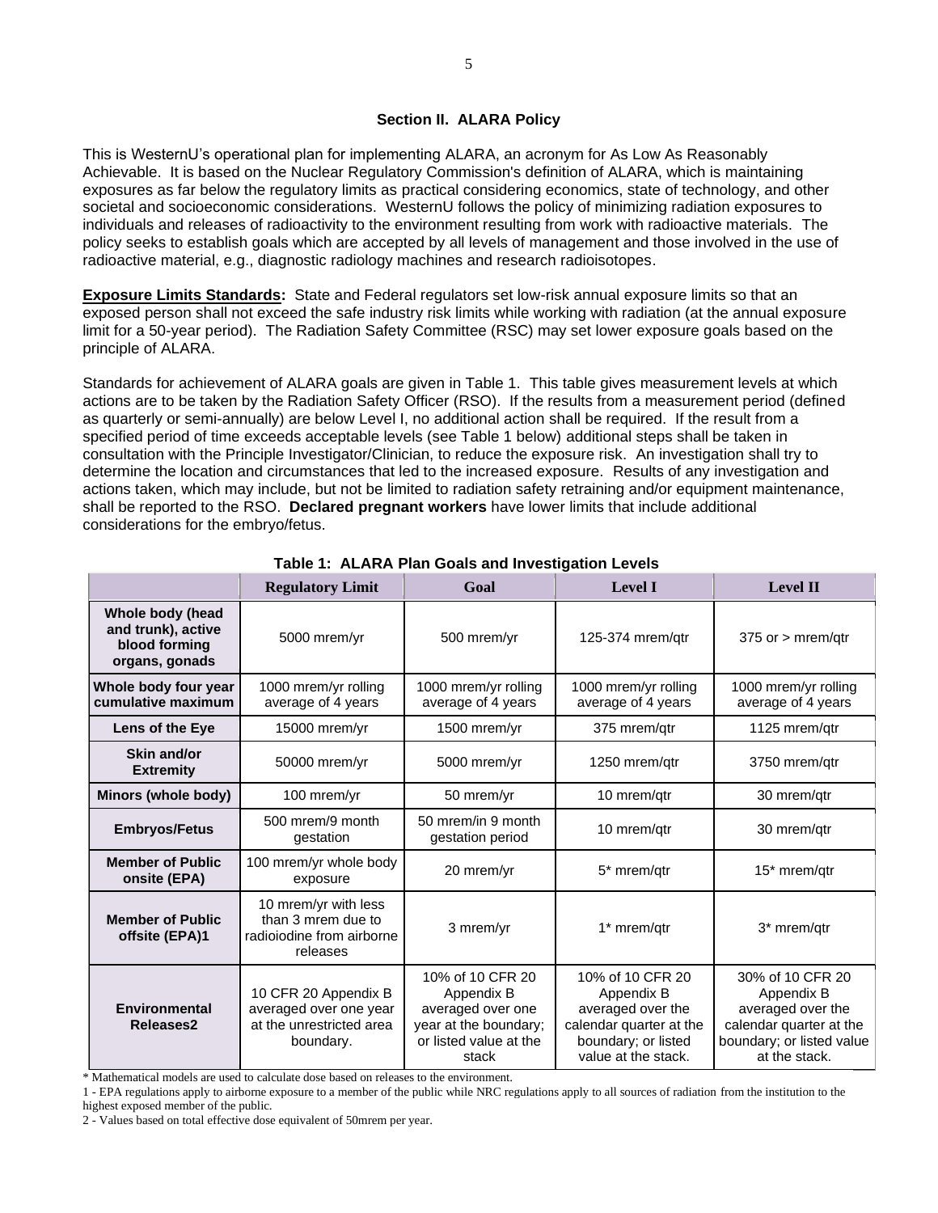## Section II. ALARA Policy

This is WesternU's operational plan for implementing ALARA, an acronym for As Low As Reasonably Achievable. It is based on the Nuclear Regulatory Commission's definition of ALARA, which is maintaining exposures as far below the regulatory limits as practical considering economics, state of technology, and other societal and socioeconomic considerations. WesternU follows the policy of minimizing radiation exposures to individuals and releases of radioactivity to the environment resulting from work with radioactive materials. The policy seeks to establish goals which are accepted by all levels of management and those involved in the use of radioactive material, e.g., diagnostic radiology machines and research radioisotopes.

**Exposure Limits Standards:** State and Federal regulators set low-risk annual exposure limits so that an exposed person shall not exceed the safe industry risk limits while working with radiation (at the annual exposure limit for a 50-year period). The Radiation Safety Committee (RSC) may set lower exposure goals based on the principle of ALARA.

Standards for achievement of ALARA goals are given in Table 1. This table gives measurement levels at which actions are to be taken by the Radiation Safety Officer (RSO). If the results from a measurement period (defined as quarterly or semi-annually) are below Level I, no additional action shall be required. If the result from a specified period of time exceeds acceptable levels (see Table 1 below) additional steps shall be taken in consultation with the Principle Investigator/Clinician, to reduce the exposure risk. An investigation shall try to determine the location and circumstances that led to the increased exposure. Results of any investigation and actions taken, which may include, but not be limited to radiation safety retraining and/or equipment maintenance, shall be reported to the RSO. **Declared pregnant workers** have lower limits that include additional considerations for the embryo/fetus.

**Table 1: ALARA Plan Goals and Investigation Levels**

| | Regulatory Limit | Goal | Level I | Level II |
|---|---|---|---|---|
| **Whole body (head and trunk), active blood forming organs, gonads** | 5000 mrem/yr | 500 mrem/yr | 125-374 mrem/qtr | 375 or > mrem/qtr |
| **Whole body four year cumulative maximum** | 1000 mrem/yr rolling average of 4 years | 1000 mrem/yr rolling average of 4 years | 1000 mrem/yr rolling average of 4 years | 1000 mrem/yr rolling average of 4 years |
| **Lens of the Eye** | 15000 mrem/yr | 1500 mrem/yr | 375 mrem/qtr | 1125 mrem/qtr |
| **Skin and/or Extremity** | 50000 mrem/yr | 5000 mrem/yr | 1250 mrem/qtr | 3750 mrem/qtr |
| **Minors (whole body)** | 100 mrem/yr | 50 mrem/yr | 10 mrem/qtr | 30 mrem/qtr |
| **Embryos/Fetus** | 500 mrem/9 month gestation | 50 mrem/in 9 month gestation period | 10 mrem/qtr | 30 mrem/qtr |
| **Member of Public onsite (EPA)** | 100 mrem/yr whole body exposure | 20 mrem/yr | 5* mrem/qtr | 15* mrem/qtr |
| **Member of Public offsite (EPA)1** | 10 mrem/yr with less than 3 mrem due to radioiodine from airborne releases | 3 mrem/yr | 1* mrem/qtr | 3* mrem/qtr |
| **Environmental Releases2** | 10 CFR 20 Appendix B averaged over one year at the unrestricted area boundary. | 10% of 10 CFR 20 Appendix B averaged over one year at the boundary; or listed value at the stack | 10% of 10 CFR 20 Appendix B averaged over the calendar quarter at the boundary; or listed value at the stack. | 30% of 10 CFR 20 Appendix B averaged over the calendar quarter at the boundary; or listed value at the stack. |

\* Mathematical models are used to calculate dose based on releases to the environment.

1 - EPA regulations apply to airborne exposure to a member of the public while NRC regulations apply to all sources of radiation from the institution to the highest exposed member of the public.

2 - Values based on total effective dose equivalent of 50mrem per year.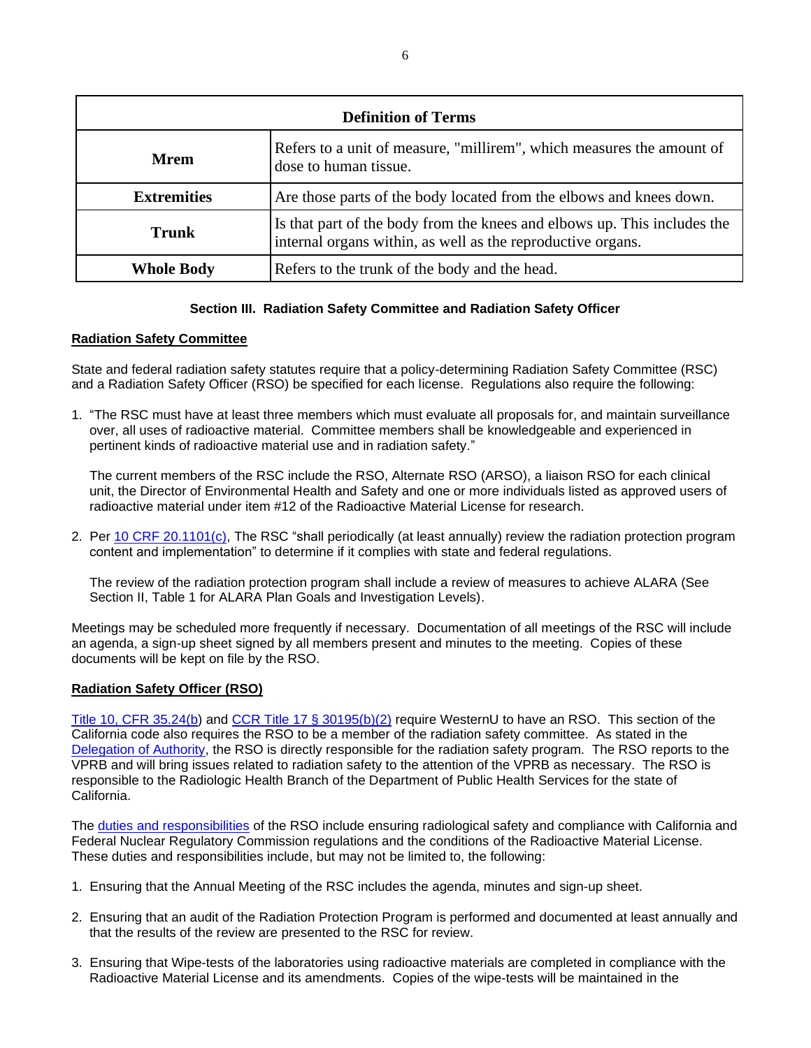| Definition of Terms | |
|---|---|
| **Mrem** | Refers to a unit of measure, "millirem", which measures the amount of dose to human tissue. |
| **Extremities** | Are those parts of the body located from the elbows and knees down. |
| **Trunk** | Is that part of the body from the knees and elbows up. This includes the internal organs within, as well as the reproductive organs. |
| **Whole Body** | Refers to the trunk of the body and the head. |

## Section III. Radiation Safety Committee and Radiation Safety Officer

### Radiation Safety Committee

State and federal radiation safety statutes require that a policy-determining Radiation Safety Committee (RSC) and a Radiation Safety Officer (RSO) be specified for each license. Regulations also require the following:

1. "The RSC must have at least three members which must evaluate all proposals for, and maintain surveillance over, all uses of radioactive material. Committee members shall be knowledgeable and experienced in pertinent kinds of radioactive material use and in radiation safety."

   The current members of the RSC include the RSO, Alternate RSO (ARSO), a liaison RSO for each clinical unit, the Director of Environmental Health and Safety and one or more individuals listed as approved users of radioactive material under item #12 of the Radioactive Material License for research.

2. Per 10 CRF 20.1101(c), The RSC "shall periodically (at least annually) review the radiation protection program content and implementation" to determine if it complies with state and federal regulations.

   The review of the radiation protection program shall include a review of measures to achieve ALARA (See Section II, Table 1 for ALARA Plan Goals and Investigation Levels).

Meetings may be scheduled more frequently if necessary. Documentation of all meetings of the RSC will include an agenda, a sign-up sheet signed by all members present and minutes to the meeting. Copies of these documents will be kept on file by the RSO.

### Radiation Safety Officer (RSO)

Title 10, CFR 35.24(b) and CCR Title 17 § 30195(b)(2) require WesternU to have an RSO. This section of the California code also requires the RSO to be a member of the radiation safety committee. As stated in the Delegation of Authority, the RSO is directly responsible for the radiation safety program. The RSO reports to the VPRB and will bring issues related to radiation safety to the attention of the VPRB as necessary. The RSO is responsible to the Radiologic Health Branch of the Department of Public Health Services for the state of California.

The duties and responsibilities of the RSO include ensuring radiological safety and compliance with California and Federal Nuclear Regulatory Commission regulations and the conditions of the Radioactive Material License. These duties and responsibilities include, but may not be limited to, the following:

1. Ensuring that the Annual Meeting of the RSC includes the agenda, minutes and sign-up sheet.

2. Ensuring that an audit of the Radiation Protection Program is performed and documented at least annually and that the results of the review are presented to the RSC for review.

3. Ensuring that Wipe-tests of the laboratories using radioactive materials are completed in compliance with the Radioactive Material License and its amendments. Copies of the wipe-tests will be maintained in the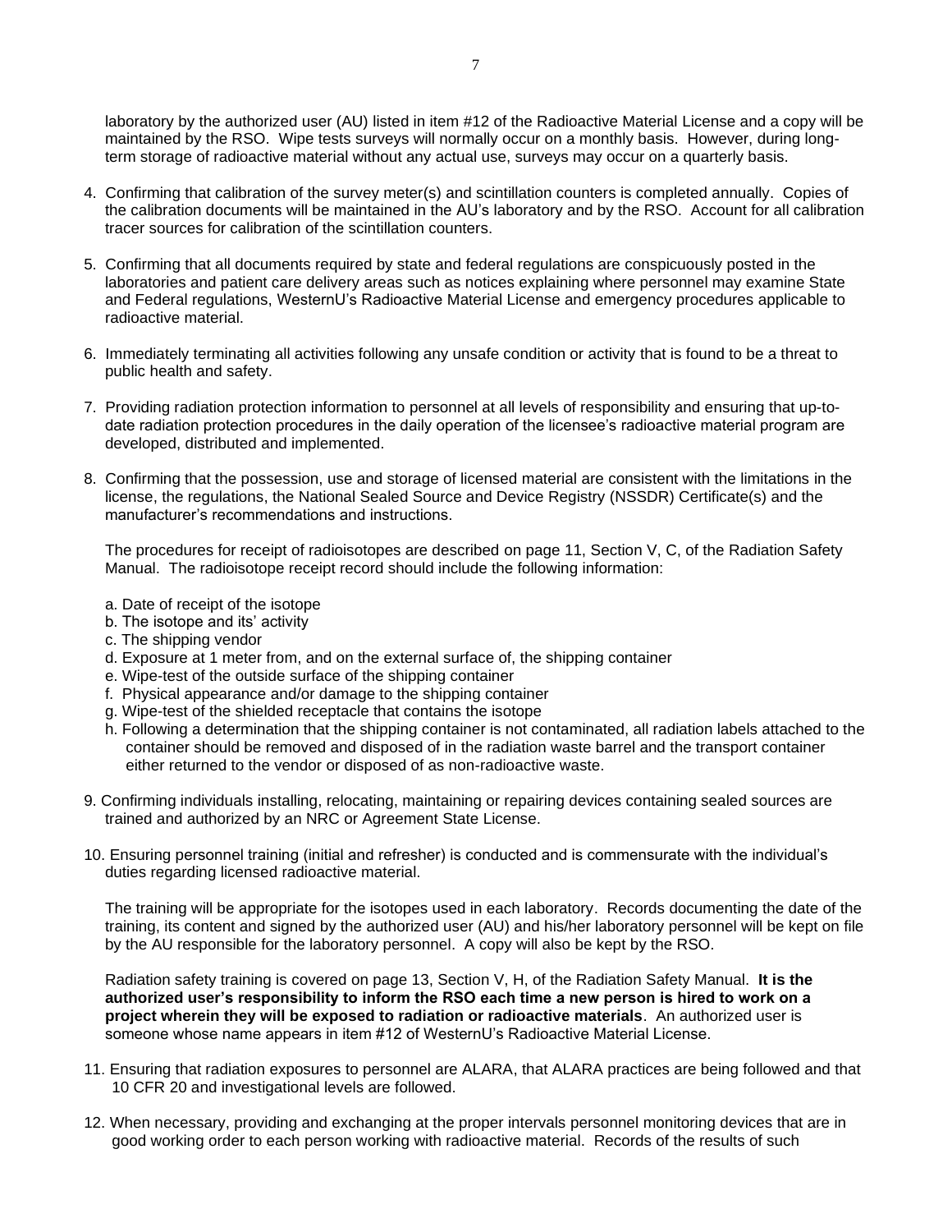laboratory by the authorized user (AU) listed in item #12 of the Radioactive Material License and a copy will be maintained by the RSO. Wipe tests surveys will normally occur on a monthly basis. However, during long-term storage of radioactive material without any actual use, surveys may occur on a quarterly basis.

4. Confirming that calibration of the survey meter(s) and scintillation counters is completed annually. Copies of the calibration documents will be maintained in the AU's laboratory and by the RSO. Account for all calibration tracer sources for calibration of the scintillation counters.

5. Confirming that all documents required by state and federal regulations are conspicuously posted in the laboratories and patient care delivery areas such as notices explaining where personnel may examine State and Federal regulations, WesternU's Radioactive Material License and emergency procedures applicable to radioactive material.

6. Immediately terminating all activities following any unsafe condition or activity that is found to be a threat to public health and safety.

7. Providing radiation protection information to personnel at all levels of responsibility and ensuring that up-to-date radiation protection procedures in the daily operation of the licensee's radioactive material program are developed, distributed and implemented.

8. Confirming that the possession, use and storage of licensed material are consistent with the limitations in the license, the regulations, the National Sealed Source and Device Registry (NSSDR) Certificate(s) and the manufacturer's recommendations and instructions.

   The procedures for receipt of radioisotopes are described on page 11, Section V, C, of the Radiation Safety Manual. The radioisotope receipt record should include the following information:

   a. Date of receipt of the isotope
   b. The isotope and its' activity
   c. The shipping vendor
   d. Exposure at 1 meter from, and on the external surface of, the shipping container
   e. Wipe-test of the outside surface of the shipping container
   f. Physical appearance and/or damage to the shipping container
   g. Wipe-test of the shielded receptacle that contains the isotope
   h. Following a determination that the shipping container is not contaminated, all radiation labels attached to the container should be removed and disposed of in the radiation waste barrel and the transport container either returned to the vendor or disposed of as non-radioactive waste.

9. Confirming individuals installing, relocating, maintaining or repairing devices containing sealed sources are trained and authorized by an NRC or Agreement State License.

10. Ensuring personnel training (initial and refresher) is conducted and is commensurate with the individual's duties regarding licensed radioactive material.

    The training will be appropriate for the isotopes used in each laboratory. Records documenting the date of the training, its content and signed by the authorized user (AU) and his/her laboratory personnel will be kept on file by the AU responsible for the laboratory personnel. A copy will also be kept by the RSO.

    Radiation safety training is covered on page 13, Section V, H, of the Radiation Safety Manual. **It is the authorized user's responsibility to inform the RSO each time a new person is hired to work on a project wherein they will be exposed to radiation or radioactive materials**. An authorized user is someone whose name appears in item #12 of WesternU's Radioactive Material License.

11. Ensuring that radiation exposures to personnel are ALARA, that ALARA practices are being followed and that 10 CFR 20 and investigational levels are followed.

12. When necessary, providing and exchanging at the proper intervals personnel monitoring devices that are in good working order to each person working with radioactive material. Records of the results of such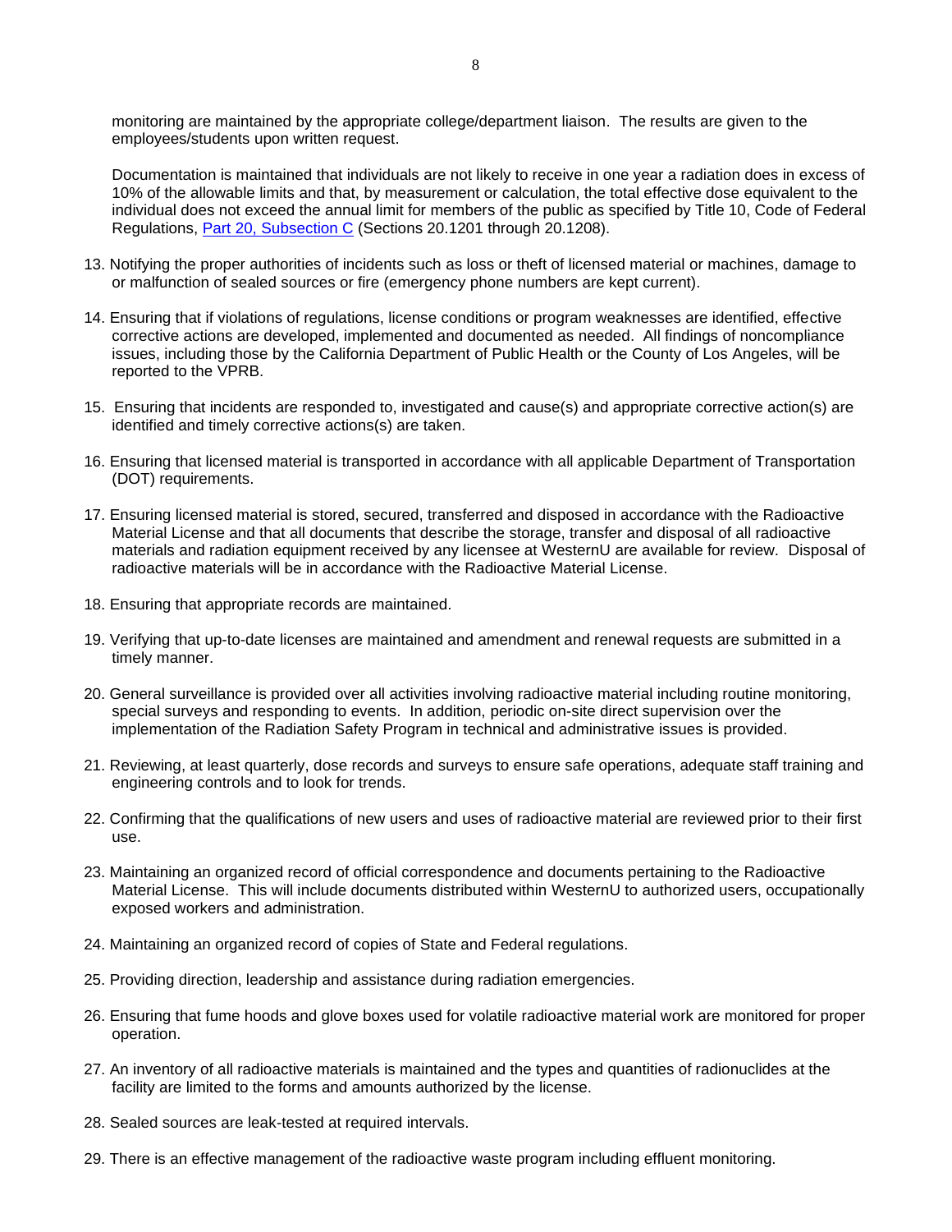monitoring are maintained by the appropriate college/department liaison. The results are given to the employees/students upon written request.

Documentation is maintained that individuals are not likely to receive in one year a radiation does in excess of 10% of the allowable limits and that, by measurement or calculation, the total effective dose equivalent to the individual does not exceed the annual limit for members of the public as specified by Title 10, Code of Federal Regulations, Part 20, Subsection C (Sections 20.1201 through 20.1208).

13. Notifying the proper authorities of incidents such as loss or theft of licensed material or machines, damage to or malfunction of sealed sources or fire (emergency phone numbers are kept current).

14. Ensuring that if violations of regulations, license conditions or program weaknesses are identified, effective corrective actions are developed, implemented and documented as needed. All findings of noncompliance issues, including those by the California Department of Public Health or the County of Los Angeles, will be reported to the VPRB.

15. Ensuring that incidents are responded to, investigated and cause(s) and appropriate corrective action(s) are identified and timely corrective actions(s) are taken.

16. Ensuring that licensed material is transported in accordance with all applicable Department of Transportation (DOT) requirements.

17. Ensuring licensed material is stored, secured, transferred and disposed in accordance with the Radioactive Material License and that all documents that describe the storage, transfer and disposal of all radioactive materials and radiation equipment received by any licensee at WesternU are available for review. Disposal of radioactive materials will be in accordance with the Radioactive Material License.

18. Ensuring that appropriate records are maintained.

19. Verifying that up-to-date licenses are maintained and amendment and renewal requests are submitted in a timely manner.

20. General surveillance is provided over all activities involving radioactive material including routine monitoring, special surveys and responding to events. In addition, periodic on-site direct supervision over the implementation of the Radiation Safety Program in technical and administrative issues is provided.

21. Reviewing, at least quarterly, dose records and surveys to ensure safe operations, adequate staff training and engineering controls and to look for trends.

22. Confirming that the qualifications of new users and uses of radioactive material are reviewed prior to their first use.

23. Maintaining an organized record of official correspondence and documents pertaining to the Radioactive Material License. This will include documents distributed within WesternU to authorized users, occupationally exposed workers and administration.

24. Maintaining an organized record of copies of State and Federal regulations.

25. Providing direction, leadership and assistance during radiation emergencies.

26. Ensuring that fume hoods and glove boxes used for volatile radioactive material work are monitored for proper operation.

27. An inventory of all radioactive materials is maintained and the types and quantities of radionuclides at the facility are limited to the forms and amounts authorized by the license.

28. Sealed sources are leak-tested at required intervals.

29. There is an effective management of the radioactive waste program including effluent monitoring.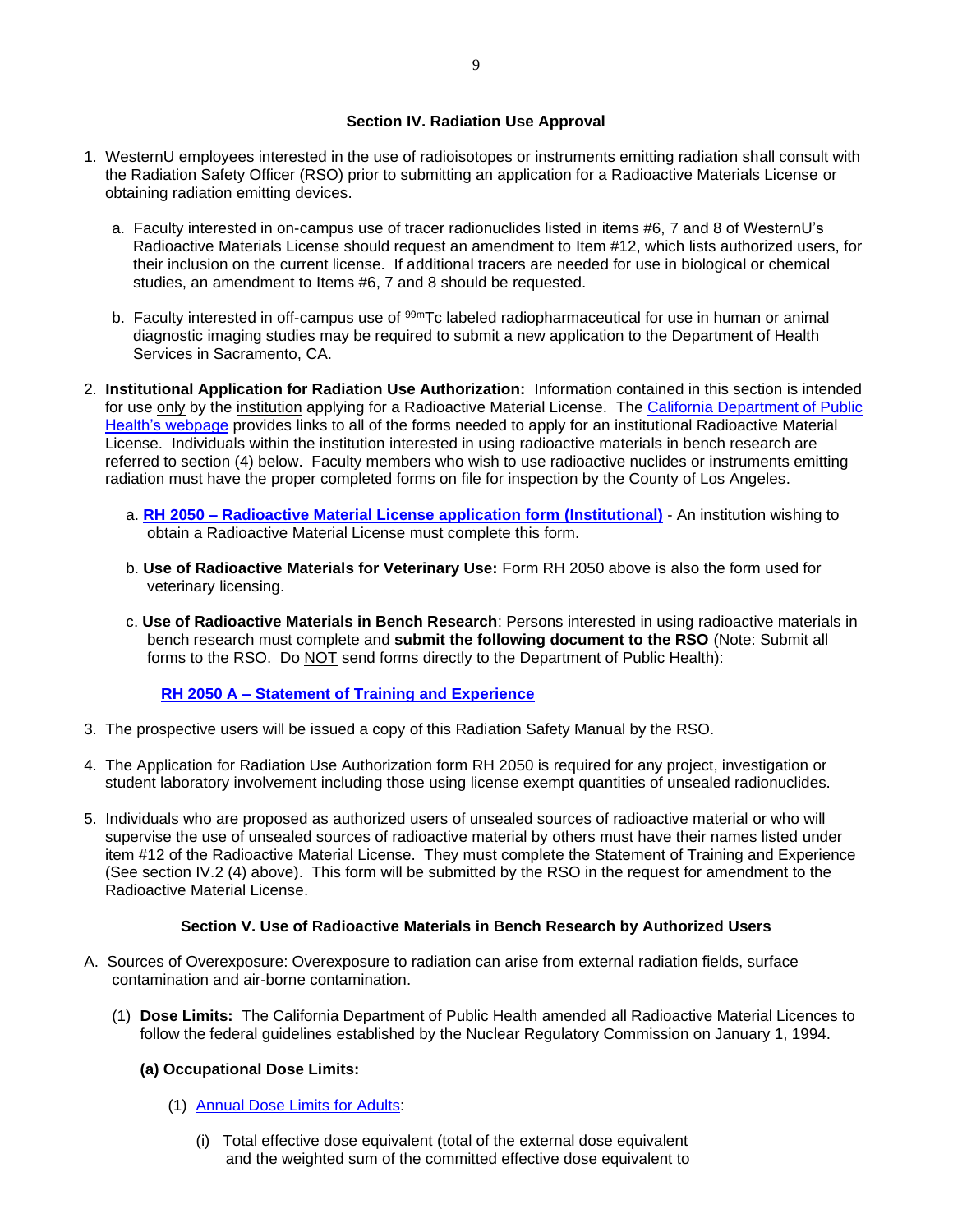## Section IV. Radiation Use Approval

1. WesternU employees interested in the use of radioisotopes or instruments emitting radiation shall consult with the Radiation Safety Officer (RSO) prior to submitting an application for a Radioactive Materials License or obtaining radiation emitting devices.

   a. Faculty interested in on-campus use of tracer radionuclides listed in items #6, 7 and 8 of WesternU's Radioactive Materials License should request an amendment to Item #12, which lists authorized users, for their inclusion on the current license. If additional tracers are needed for use in biological or chemical studies, an amendment to Items #6, 7 and 8 should be requested.

   b. Faculty interested in off-campus use of $^{99m}$Tc labeled radiopharmaceutical for use in human or animal diagnostic imaging studies may be required to submit a new application to the Department of Health Services in Sacramento, CA.

2. **Institutional Application for Radiation Use Authorization:** Information contained in this section is intended for use only by the institution applying for a Radioactive Material License. The California Department of Public Health's webpage provides links to all of the forms needed to apply for an institutional Radioactive Material License. Individuals within the institution interested in using radioactive materials in bench research are referred to section (4) below. Faculty members who wish to use radioactive nuclides or instruments emitting radiation must have the proper completed forms on file for inspection by the County of Los Angeles.

   a. **RH 2050 – Radioactive Material License application form (Institutional)** - An institution wishing to obtain a Radioactive Material License must complete this form.

   b. **Use of Radioactive Materials for Veterinary Use:** Form RH 2050 above is also the form used for veterinary licensing.

   c. **Use of Radioactive Materials in Bench Research**: Persons interested in using radioactive materials in bench research must complete and **submit the following document to the RSO** (Note: Submit all forms to the RSO. Do NOT send forms directly to the Department of Public Health):

      **RH 2050 A – Statement of Training and Experience**

3. The prospective users will be issued a copy of this Radiation Safety Manual by the RSO.

4. The Application for Radiation Use Authorization form RH 2050 is required for any project, investigation or student laboratory involvement including those using license exempt quantities of unsealed radionuclides.

5. Individuals who are proposed as authorized users of unsealed sources of radioactive material or who will supervise the use of unsealed sources of radioactive material by others must have their names listed under item #12 of the Radioactive Material License. They must complete the Statement of Training and Experience (See section IV.2 (4) above). This form will be submitted by the RSO in the request for amendment to the Radioactive Material License.

## Section V. Use of Radioactive Materials in Bench Research by Authorized Users

A. Sources of Overexposure: Overexposure to radiation can arise from external radiation fields, surface contamination and air-borne contamination.

   (1) **Dose Limits:** The California Department of Public Health amended all Radioactive Material Licences to follow the federal guidelines established by the Nuclear Regulatory Commission on January 1, 1994.

   **(a) Occupational Dose Limits:**

   (1) Annual Dose Limits for Adults:

   (i) Total effective dose equivalent (total of the external dose equivalent and the weighted sum of the committed effective dose equivalent to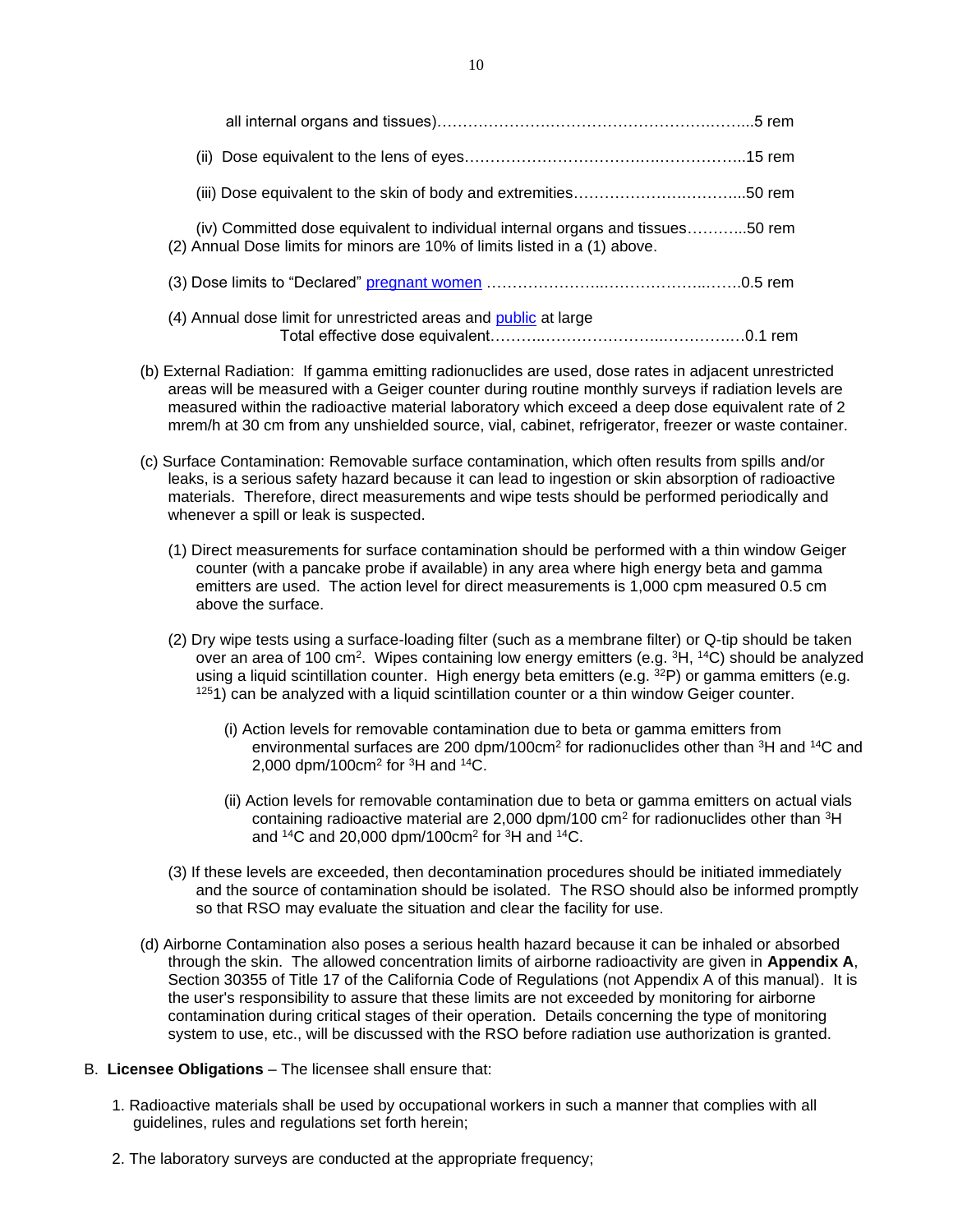all internal organs and tissues)……………………………………………………...5 rem

(ii) Dose equivalent to the lens of eyes…………………………………………………..15 rem

(iii) Dose equivalent to the skin of body and extremities…………………………...50 rem

(iv) Committed dose equivalent to individual internal organs and tissues………...50 rem

(2) Annual Dose limits for minors are 10% of limits listed in a (1) above.

(3) Dose limits to "Declared" pregnant women ……………………………………………….0.5 rem

(4) Annual dose limit for unrestricted areas and public at large
Total effective dose equivalent……………………………………………….0.1 rem

(b) External Radiation: If gamma emitting radionuclides are used, dose rates in adjacent unrestricted areas will be measured with a Geiger counter during routine monthly surveys if radiation levels are measured within the radioactive material laboratory which exceed a deep dose equivalent rate of 2 mrem/h at 30 cm from any unshielded source, vial, cabinet, refrigerator, freezer or waste container.

(c) Surface Contamination: Removable surface contamination, which often results from spills and/or leaks, is a serious safety hazard because it can lead to ingestion or skin absorption of radioactive materials. Therefore, direct measurements and wipe tests should be performed periodically and whenever a spill or leak is suspected.

(1) Direct measurements for surface contamination should be performed with a thin window Geiger counter (with a pancake probe if available) in any area where high energy beta and gamma emitters are used. The action level for direct measurements is 1,000 cpm measured 0.5 cm above the surface.

(2) Dry wipe tests using a surface-loading filter (such as a membrane filter) or Q-tip should be taken over an area of 100 $cm^2$. Wipes containing low energy emitters (e.g. $^{3}H$, $^{14}C$) should be analyzed using a liquid scintillation counter. High energy beta emitters (e.g. $^{32}P$) or gamma emitters (e.g. $^{125}1$) can be analyzed with a liquid scintillation counter or a thin window Geiger counter.

(i) Action levels for removable contamination due to beta or gamma emitters from environmental surfaces are 200 dpm/100$cm^2$ for radionuclides other than $^{3}H$ and $^{14}C$ and 2,000 dpm/100$cm^2$ for $^{3}H$ and $^{14}C$.

(ii) Action levels for removable contamination due to beta or gamma emitters on actual vials containing radioactive material are 2,000 dpm/100 $cm^2$ for radionuclides other than $^{3}H$ and $^{14}C$ and 20,000 dpm/100$cm^2$ for $^{3}H$ and $^{14}C$.

(3) If these levels are exceeded, then decontamination procedures should be initiated immediately and the source of contamination should be isolated. The RSO should also be informed promptly so that RSO may evaluate the situation and clear the facility for use.

(d) Airborne Contamination also poses a serious health hazard because it can be inhaled or absorbed through the skin. The allowed concentration limits of airborne radioactivity are given in **Appendix A**, Section 30355 of Title 17 of the California Code of Regulations (not Appendix A of this manual). It is the user's responsibility to assure that these limits are not exceeded by monitoring for airborne contamination during critical stages of their operation. Details concerning the type of monitoring system to use, etc., will be discussed with the RSO before radiation use authorization is granted.

B. **Licensee Obligations** – The licensee shall ensure that:

1. Radioactive materials shall be used by occupational workers in such a manner that complies with all guidelines, rules and regulations set forth herein;

2. The laboratory surveys are conducted at the appropriate frequency;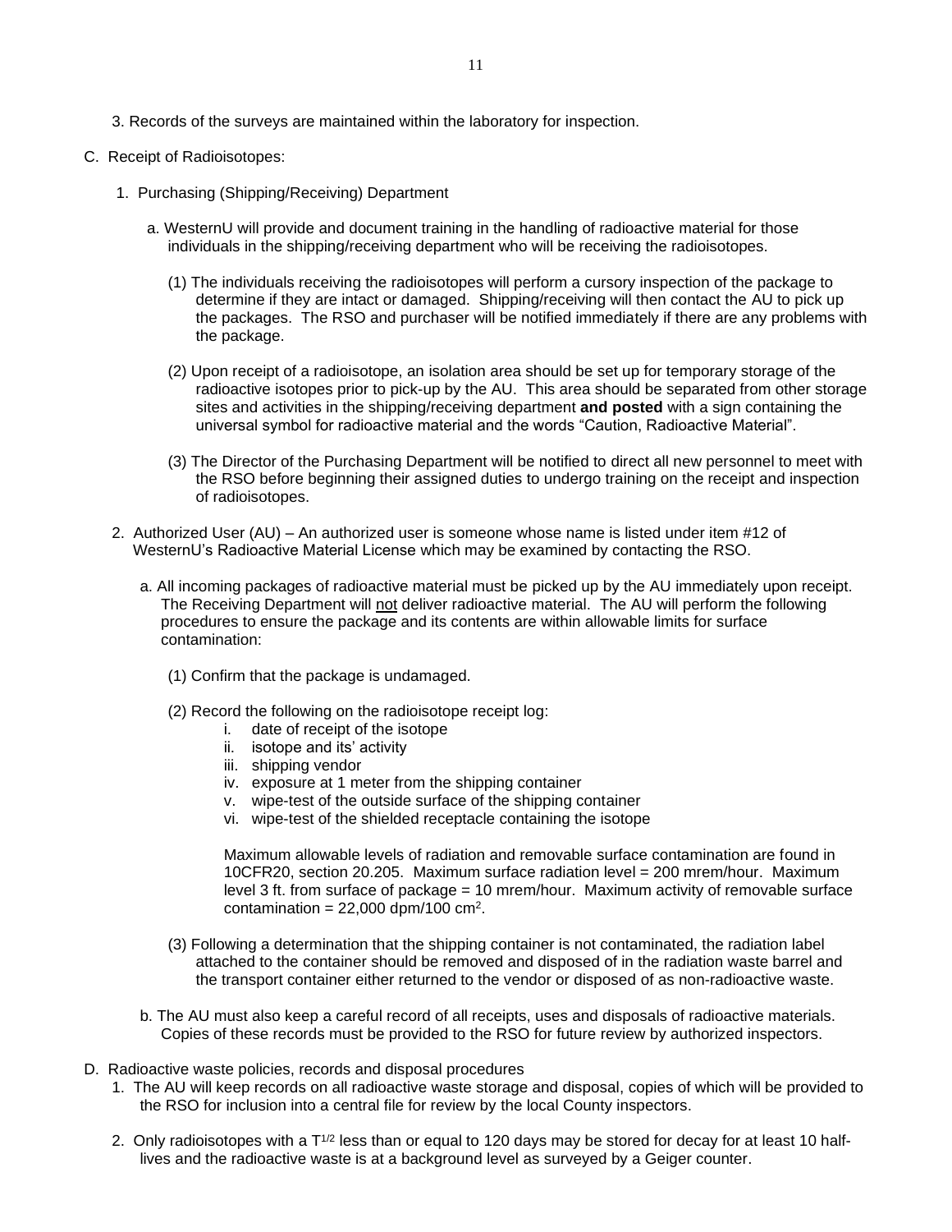3. Records of the surveys are maintained within the laboratory for inspection.

C. Receipt of Radioisotopes:

1. Purchasing (Shipping/Receiving) Department

a. WesternU will provide and document training in the handling of radioactive material for those individuals in the shipping/receiving department who will be receiving the radioisotopes.

(1) The individuals receiving the radioisotopes will perform a cursory inspection of the package to determine if they are intact or damaged. Shipping/receiving will then contact the AU to pick up the packages. The RSO and purchaser will be notified immediately if there are any problems with the package.

(2) Upon receipt of a radioisotope, an isolation area should be set up for temporary storage of the radioactive isotopes prior to pick-up by the AU. This area should be separated from other storage sites and activities in the shipping/receiving department **and posted** with a sign containing the universal symbol for radioactive material and the words "Caution, Radioactive Material".

(3) The Director of the Purchasing Department will be notified to direct all new personnel to meet with the RSO before beginning their assigned duties to undergo training on the receipt and inspection of radioisotopes.

2. Authorized User (AU) – An authorized user is someone whose name is listed under item #12 of WesternU's Radioactive Material License which may be examined by contacting the RSO.

a. All incoming packages of radioactive material must be picked up by the AU immediately upon receipt. The Receiving Department will not deliver radioactive material. The AU will perform the following procedures to ensure the package and its contents are within allowable limits for surface contamination:

(1) Confirm that the package is undamaged.

(2) Record the following on the radioisotope receipt log:

i. date of receipt of the isotope
ii. isotope and its' activity
iii. shipping vendor
iv. exposure at 1 meter from the shipping container
v. wipe-test of the outside surface of the shipping container
vi. wipe-test of the shielded receptacle containing the isotope

Maximum allowable levels of radiation and removable surface contamination are found in 10CFR20, section 20.205. Maximum surface radiation level = 200 mrem/hour. Maximum level 3 ft. from surface of package = 10 mrem/hour. Maximum activity of removable surface contamination = 22,000 dpm/100 $cm^2$.

(3) Following a determination that the shipping container is not contaminated, the radiation label attached to the container should be removed and disposed of in the radiation waste barrel and the transport container either returned to the vendor or disposed of as non-radioactive waste.

b. The AU must also keep a careful record of all receipts, uses and disposals of radioactive materials. Copies of these records must be provided to the RSO for future review by authorized inspectors.

D. Radioactive waste policies, records and disposal procedures

1. The AU will keep records on all radioactive waste storage and disposal, copies of which will be provided to the RSO for inclusion into a central file for review by the local County inspectors.

2. Only radioisotopes with a $T^{1/2}$ less than or equal to 120 days may be stored for decay for at least 10 half-lives and the radioactive waste is at a background level as surveyed by a Geiger counter.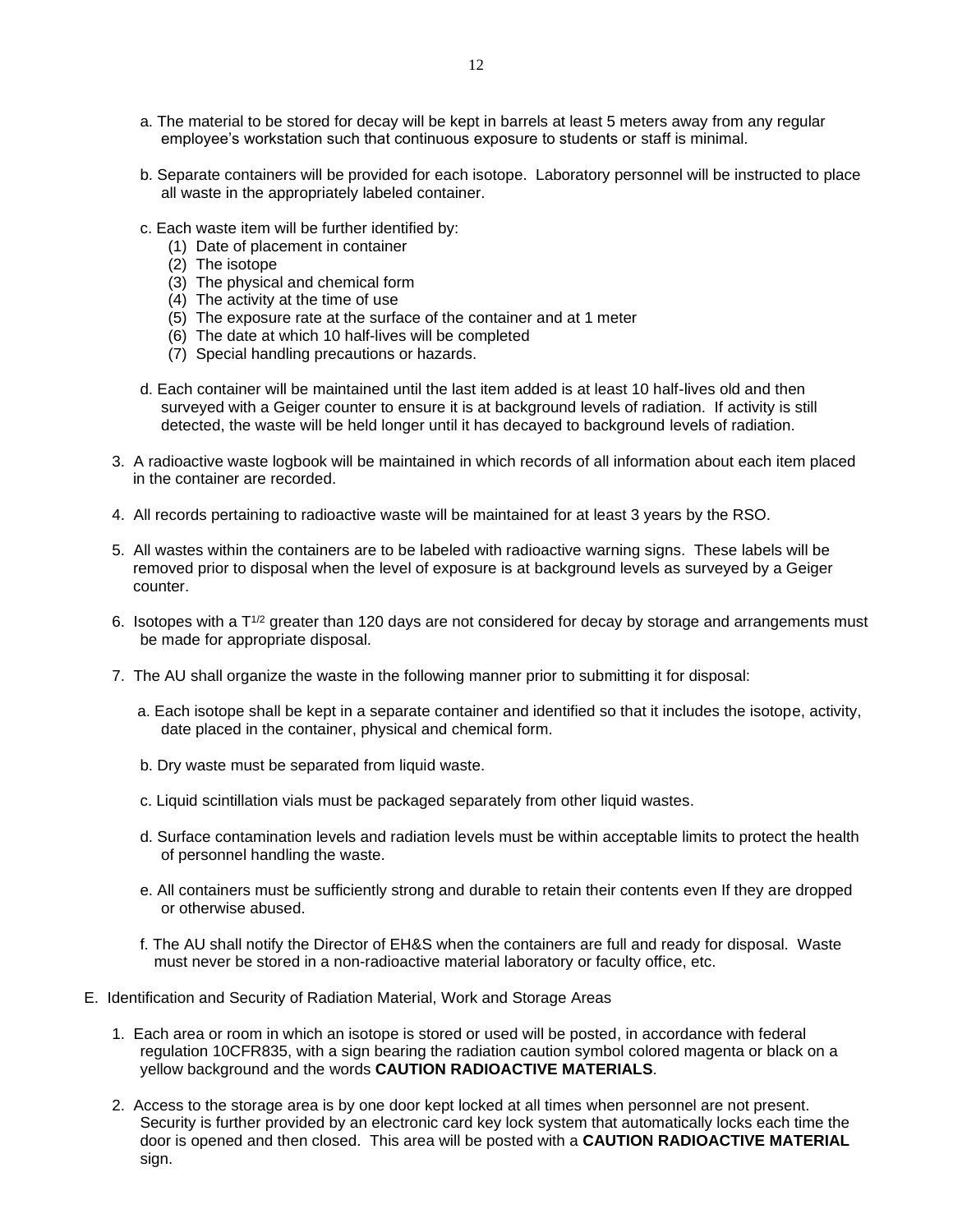a. The material to be stored for decay will be kept in barrels at least 5 meters away from any regular employee's workstation such that continuous exposure to students or staff is minimal.

b. Separate containers will be provided for each isotope. Laboratory personnel will be instructed to place all waste in the appropriately labeled container.

c. Each waste item will be further identified by:

   (1) Date of placement in container
   (2) The isotope
   (3) The physical and chemical form
   (4) The activity at the time of use
   (5) The exposure rate at the surface of the container and at 1 meter
   (6) The date at which 10 half-lives will be completed
   (7) Special handling precautions or hazards.

d. Each container will be maintained until the last item added is at least 10 half-lives old and then surveyed with a Geiger counter to ensure it is at background levels of radiation. If activity is still detected, the waste will be held longer until it has decayed to background levels of radiation.

3. A radioactive waste logbook will be maintained in which records of all information about each item placed in the container are recorded.

4. All records pertaining to radioactive waste will be maintained for at least 3 years by the RSO.

5. All wastes within the containers are to be labeled with radioactive warning signs. These labels will be removed prior to disposal when the level of exposure is at background levels as surveyed by a Geiger counter.

6. Isotopes with a $T^{1/2}$ greater than 120 days are not considered for decay by storage and arrangements must be made for appropriate disposal.

7. The AU shall organize the waste in the following manner prior to submitting it for disposal:

   a. Each isotope shall be kept in a separate container and identified so that it includes the isotope, activity, date placed in the container, physical and chemical form.

   b. Dry waste must be separated from liquid waste.

   c. Liquid scintillation vials must be packaged separately from other liquid wastes.

   d. Surface contamination levels and radiation levels must be within acceptable limits to protect the health of personnel handling the waste.

   e. All containers must be sufficiently strong and durable to retain their contents even If they are dropped or otherwise abused.

   f. The AU shall notify the Director of EH&S when the containers are full and ready for disposal. Waste must never be stored in a non-radioactive material laboratory or faculty office, etc.

E. Identification and Security of Radiation Material, Work and Storage Areas

1. Each area or room in which an isotope is stored or used will be posted, in accordance with federal regulation 10CFR835, with a sign bearing the radiation caution symbol colored magenta or black on a yellow background and the words **CAUTION RADIOACTIVE MATERIALS**.

2. Access to the storage area is by one door kept locked at all times when personnel are not present. Security is further provided by an electronic card key lock system that automatically locks each time the door is opened and then closed. This area will be posted with a **CAUTION RADIOACTIVE MATERIAL** sign.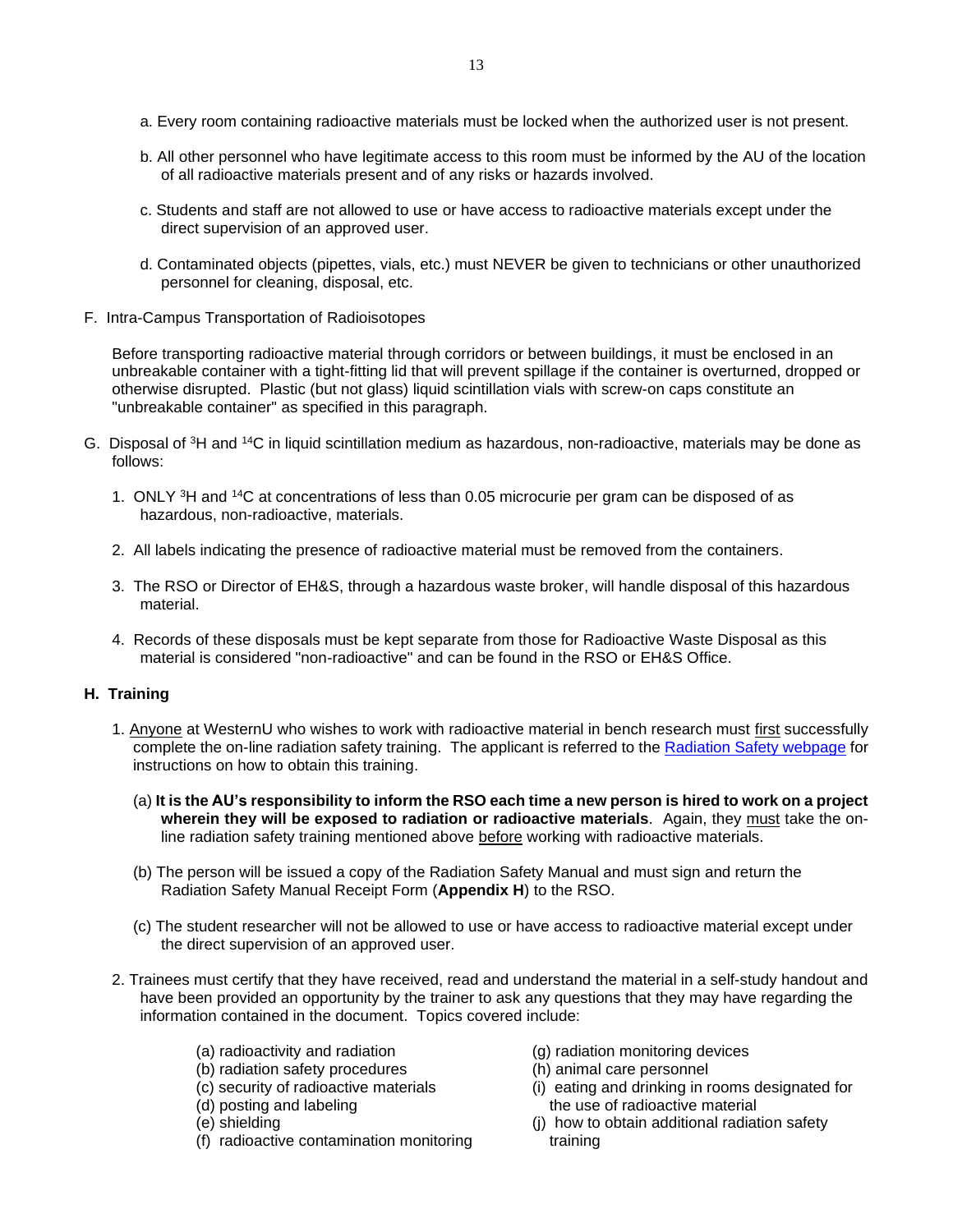a. Every room containing radioactive materials must be locked when the authorized user is not present.

b. All other personnel who have legitimate access to this room must be informed by the AU of the location of all radioactive materials present and of any risks or hazards involved.

c. Students and staff are not allowed to use or have access to radioactive materials except under the direct supervision of an approved user.

d. Contaminated objects (pipettes, vials, etc.) must NEVER be given to technicians or other unauthorized personnel for cleaning, disposal, etc.

F. Intra-Campus Transportation of Radioisotopes

Before transporting radioactive material through corridors or between buildings, it must be enclosed in an unbreakable container with a tight-fitting lid that will prevent spillage if the container is overturned, dropped or otherwise disrupted. Plastic (but not glass) liquid scintillation vials with screw-on caps constitute an "unbreakable container" as specified in this paragraph.

G. Disposal of $^{3}H$ and $^{14}C$ in liquid scintillation medium as hazardous, non-radioactive, materials may be done as follows:

1. ONLY $^{3}H$ and $^{14}C$ at concentrations of less than 0.05 microcurie per gram can be disposed of as hazardous, non-radioactive, materials.

2. All labels indicating the presence of radioactive material must be removed from the containers.

3. The RSO or Director of EH&S, through a hazardous waste broker, will handle disposal of this hazardous material.

4. Records of these disposals must be kept separate from those for Radioactive Waste Disposal as this material is considered "non-radioactive" and can be found in the RSO or EH&S Office.

**H. Training**

1. Anyone at WesternU who wishes to work with radioactive material in bench research must first successfully complete the on-line radiation safety training. The applicant is referred to the [Radiation Safety webpage]() for instructions on how to obtain this training.

   (a) **It is the AU's responsibility to inform the RSO each time a new person is hired to work on a project wherein they will be exposed to radiation or radioactive materials**. Again, they must take the on-line radiation safety training mentioned above before working with radioactive materials.

   (b) The person will be issued a copy of the Radiation Safety Manual and must sign and return the Radiation Safety Manual Receipt Form (**Appendix H**) to the RSO.

   (c) The student researcher will not be allowed to use or have access to radioactive material except under the direct supervision of an approved user.

2. Trainees must certify that they have received, read and understand the material in a self-study handout and have been provided an opportunity by the trainer to ask any questions that they may have regarding the information contained in the document. Topics covered include:

   (a) radioactivity and radiation
   (b) radiation safety procedures
   (c) security of radioactive materials
   (d) posting and labeling
   (e) shielding
   (f) radioactive contamination monitoring
   (g) radiation monitoring devices
   (h) animal care personnel
   (i) eating and drinking in rooms designated for the use of radioactive material
   (j) how to obtain additional radiation safety training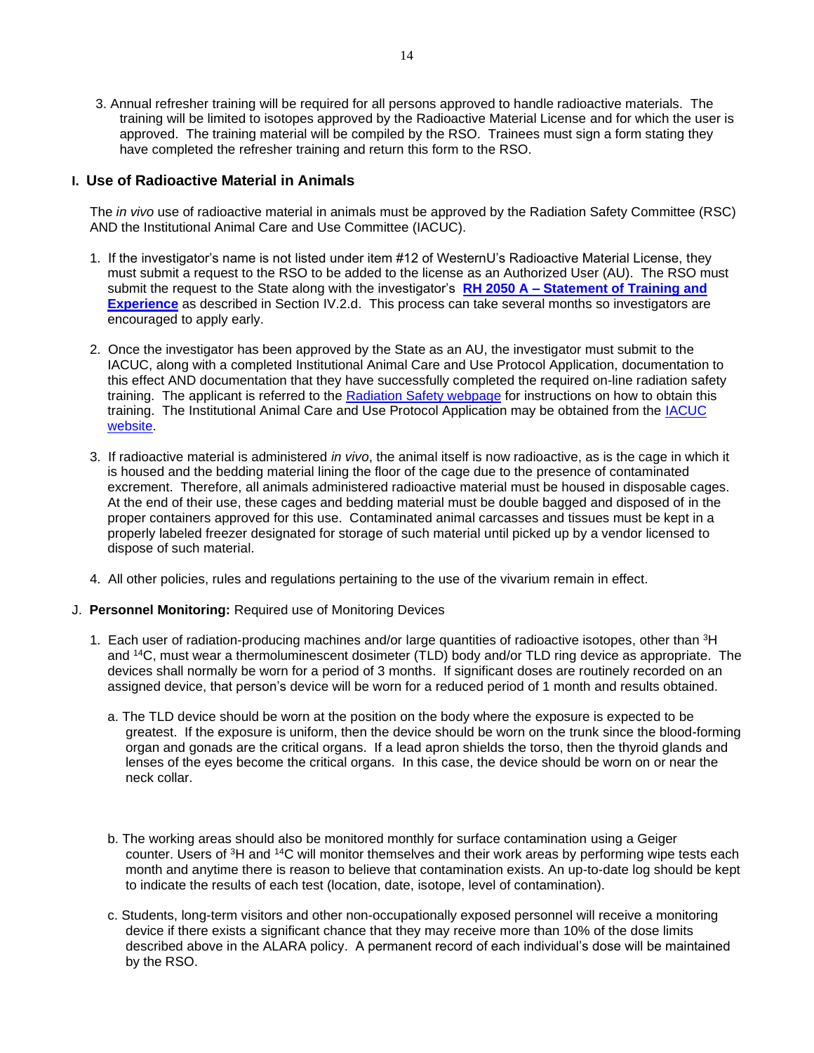3. Annual refresher training will be required for all persons approved to handle radioactive materials. The training will be limited to isotopes approved by the Radioactive Material License and for which the user is approved. The training material will be compiled by the RSO. Trainees must sign a form stating they have completed the refresher training and return this form to the RSO.

### I. Use of Radioactive Material in Animals

The *in vivo* use of radioactive material in animals must be approved by the Radiation Safety Committee (RSC) AND the Institutional Animal Care and Use Committee (IACUC).

1. If the investigator's name is not listed under item #12 of WesternU's Radioactive Material License, they must submit a request to the RSO to be added to the license as an Authorized User (AU). The RSO must submit the request to the State along with the investigator's **RH 2050 A – Statement of Training and Experience** as described in Section IV.2.d. This process can take several months so investigators are encouraged to apply early.

2. Once the investigator has been approved by the State as an AU, the investigator must submit to the IACUC, along with a completed Institutional Animal Care and Use Protocol Application, documentation to this effect AND documentation that they have successfully completed the required on-line radiation safety training. The applicant is referred to the Radiation Safety webpage for instructions on how to obtain this training. The Institutional Animal Care and Use Protocol Application may be obtained from the IACUC website.

3. If radioactive material is administered *in vivo*, the animal itself is now radioactive, as is the cage in which it is housed and the bedding material lining the floor of the cage due to the presence of contaminated excrement. Therefore, all animals administered radioactive material must be housed in disposable cages. At the end of their use, these cages and bedding material must be double bagged and disposed of in the proper containers approved for this use. Contaminated animal carcasses and tissues must be kept in a properly labeled freezer designated for storage of such material until picked up by a vendor licensed to dispose of such material.

4. All other policies, rules and regulations pertaining to the use of the vivarium remain in effect.

J. **Personnel Monitoring:** Required use of Monitoring Devices

1. Each user of radiation-producing machines and/or large quantities of radioactive isotopes, other than $^{3}H$ and $^{14}C$, must wear a thermoluminescent dosimeter (TLD) body and/or TLD ring device as appropriate. The devices shall normally be worn for a period of 3 months. If significant doses are routinely recorded on an assigned device, that person's device will be worn for a reduced period of 1 month and results obtained.

   a. The TLD device should be worn at the position on the body where the exposure is expected to be greatest. If the exposure is uniform, then the device should be worn on the trunk since the blood-forming organ and gonads are the critical organs. If a lead apron shields the torso, then the thyroid glands and lenses of the eyes become the critical organs. In this case, the device should be worn on or near the neck collar.

   b. The working areas should also be monitored monthly for surface contamination using a Geiger counter. Users of $^{3}H$ and $^{14}C$ will monitor themselves and their work areas by performing wipe tests each month and anytime there is reason to believe that contamination exists. An up-to-date log should be kept to indicate the results of each test (location, date, isotope, level of contamination).

   c. Students, long-term visitors and other non-occupationally exposed personnel will receive a monitoring device if there exists a significant chance that they may receive more than 10% of the dose limits described above in the ALARA policy. A permanent record of each individual's dose will be maintained by the RSO.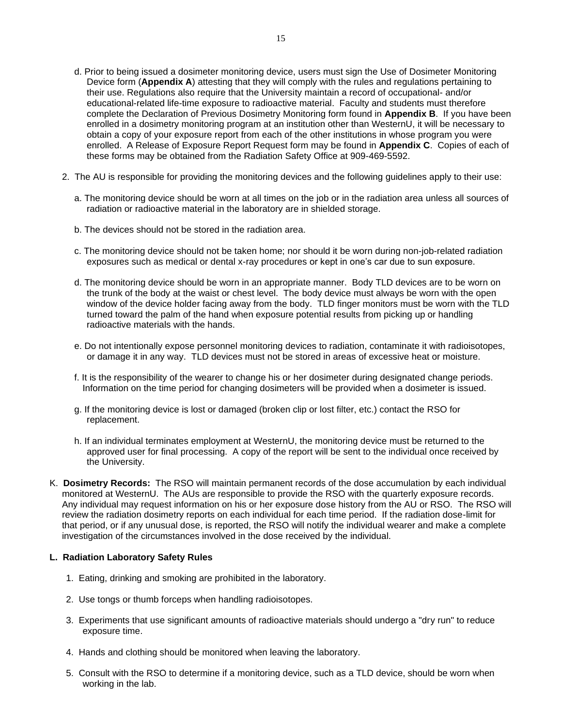d. Prior to being issued a dosimeter monitoring device, users must sign the Use of Dosimeter Monitoring Device form (**Appendix A**) attesting that they will comply with the rules and regulations pertaining to their use. Regulations also require that the University maintain a record of occupational- and/or educational-related life-time exposure to radioactive material. Faculty and students must therefore complete the Declaration of Previous Dosimetry Monitoring form found in **Appendix B**. If you have been enrolled in a dosimetry monitoring program at an institution other than WesternU, it will be necessary to obtain a copy of your exposure report from each of the other institutions in whose program you were enrolled. A Release of Exposure Report Request form may be found in **Appendix C**. Copies of each of these forms may be obtained from the Radiation Safety Office at 909-469-5592.

2. The AU is responsible for providing the monitoring devices and the following guidelines apply to their use:

   a. The monitoring device should be worn at all times on the job or in the radiation area unless all sources of radiation or radioactive material in the laboratory are in shielded storage.

   b. The devices should not be stored in the radiation area.

   c. The monitoring device should not be taken home; nor should it be worn during non-job-related radiation exposures such as medical or dental x-ray procedures or kept in one's car due to sun exposure.

   d. The monitoring device should be worn in an appropriate manner. Body TLD devices are to be worn on the trunk of the body at the waist or chest level. The body device must always be worn with the open window of the device holder facing away from the body. TLD finger monitors must be worn with the TLD turned toward the palm of the hand when exposure potential results from picking up or handling radioactive materials with the hands.

   e. Do not intentionally expose personnel monitoring devices to radiation, contaminate it with radioisotopes, or damage it in any way. TLD devices must not be stored in areas of excessive heat or moisture.

   f. It is the responsibility of the wearer to change his or her dosimeter during designated change periods. Information on the time period for changing dosimeters will be provided when a dosimeter is issued.

   g. If the monitoring device is lost or damaged (broken clip or lost filter, etc.) contact the RSO for replacement.

   h. If an individual terminates employment at WesternU, the monitoring device must be returned to the approved user for final processing. A copy of the report will be sent to the individual once received by the University.

K. **Dosimetry Records:** The RSO will maintain permanent records of the dose accumulation by each individual monitored at WesternU. The AUs are responsible to provide the RSO with the quarterly exposure records. Any individual may request information on his or her exposure dose history from the AU or RSO. The RSO will review the radiation dosimetry reports on each individual for each time period. If the radiation dose-limit for that period, or if any unusual dose, is reported, the RSO will notify the individual wearer and make a complete investigation of the circumstances involved in the dose received by the individual.

**L. Radiation Laboratory Safety Rules**

1. Eating, drinking and smoking are prohibited in the laboratory.

2. Use tongs or thumb forceps when handling radioisotopes.

3. Experiments that use significant amounts of radioactive materials should undergo a "dry run" to reduce exposure time.

4. Hands and clothing should be monitored when leaving the laboratory.

5. Consult with the RSO to determine if a monitoring device, such as a TLD device, should be worn when working in the lab.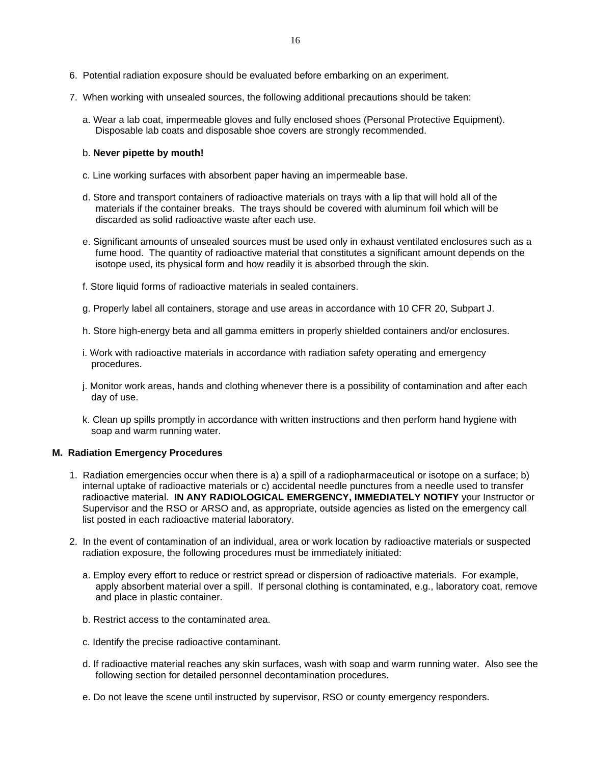6. Potential radiation exposure should be evaluated before embarking on an experiment.

7. When working with unsealed sources, the following additional precautions should be taken:

   a. Wear a lab coat, impermeable gloves and fully enclosed shoes (Personal Protective Equipment). Disposable lab coats and disposable shoe covers are strongly recommended.

   b. **Never pipette by mouth!**

   c. Line working surfaces with absorbent paper having an impermeable base.

   d. Store and transport containers of radioactive materials on trays with a lip that will hold all of the materials if the container breaks. The trays should be covered with aluminum foil which will be discarded as solid radioactive waste after each use.

   e. Significant amounts of unsealed sources must be used only in exhaust ventilated enclosures such as a fume hood. The quantity of radioactive material that constitutes a significant amount depends on the isotope used, its physical form and how readily it is absorbed through the skin.

   f. Store liquid forms of radioactive materials in sealed containers.

   g. Properly label all containers, storage and use areas in accordance with 10 CFR 20, Subpart J.

   h. Store high-energy beta and all gamma emitters in properly shielded containers and/or enclosures.

   i. Work with radioactive materials in accordance with radiation safety operating and emergency procedures.

   j. Monitor work areas, hands and clothing whenever there is a possibility of contamination and after each day of use.

   k. Clean up spills promptly in accordance with written instructions and then perform hand hygiene with soap and warm running water.

## M. Radiation Emergency Procedures

1. Radiation emergencies occur when there is a) a spill of a radiopharmaceutical or isotope on a surface; b) internal uptake of radioactive materials or c) accidental needle punctures from a needle used to transfer radioactive material. **IN ANY RADIOLOGICAL EMERGENCY, IMMEDIATELY NOTIFY** your Instructor or Supervisor and the RSO or ARSO and, as appropriate, outside agencies as listed on the emergency call list posted in each radioactive material laboratory.

2. In the event of contamination of an individual, area or work location by radioactive materials or suspected radiation exposure, the following procedures must be immediately initiated:

   a. Employ every effort to reduce or restrict spread or dispersion of radioactive materials. For example, apply absorbent material over a spill. If personal clothing is contaminated, e.g., laboratory coat, remove and place in plastic container.

   b. Restrict access to the contaminated area.

   c. Identify the precise radioactive contaminant.

   d. If radioactive material reaches any skin surfaces, wash with soap and warm running water. Also see the following section for detailed personnel decontamination procedures.

   e. Do not leave the scene until instructed by supervisor, RSO or county emergency responders.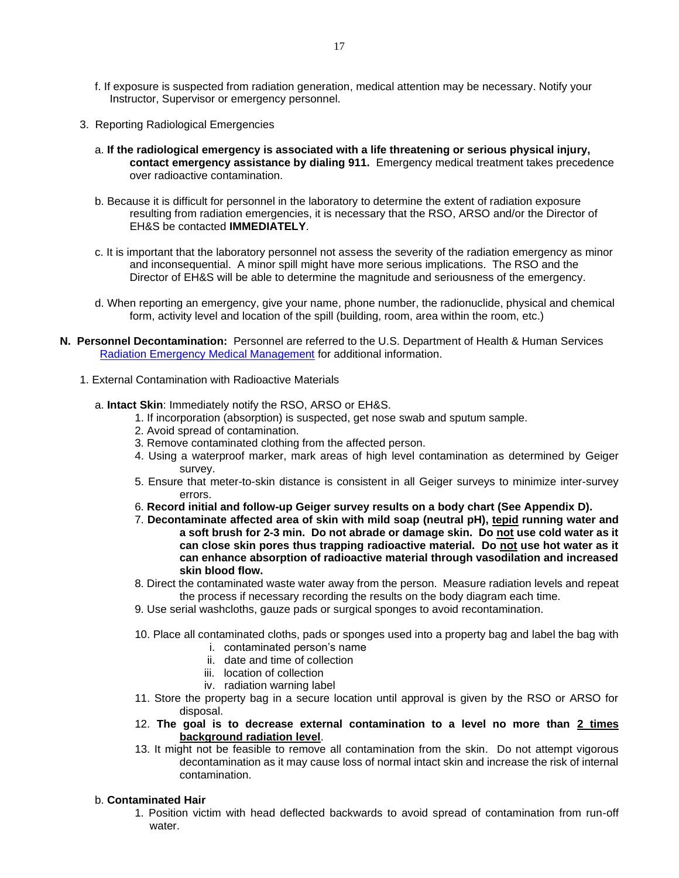f. If exposure is suspected from radiation generation, medical attention may be necessary. Notify your Instructor, Supervisor or emergency personnel.

3. Reporting Radiological Emergencies

a. **If the radiological emergency is associated with a life threatening or serious physical injury, contact emergency assistance by dialing 911.** Emergency medical treatment takes precedence over radioactive contamination.

b. Because it is difficult for personnel in the laboratory to determine the extent of radiation exposure resulting from radiation emergencies, it is necessary that the RSO, ARSO and/or the Director of EH&S be contacted **IMMEDIATELY**.

c. It is important that the laboratory personnel not assess the severity of the radiation emergency as minor and inconsequential. A minor spill might have more serious implications. The RSO and the Director of EH&S will be able to determine the magnitude and seriousness of the emergency.

d. When reporting an emergency, give your name, phone number, the radionuclide, physical and chemical form, activity level and location of the spill (building, room, area within the room, etc.)

**N. Personnel Decontamination:** Personnel are referred to the U.S. Department of Health & Human Services Radiation Emergency Medical Management for additional information.

1. External Contamination with Radioactive Materials

a. **Intact Skin**: Immediately notify the RSO, ARSO or EH&S.

1. If incorporation (absorption) is suspected, get nose swab and sputum sample.
2. Avoid spread of contamination.
3. Remove contaminated clothing from the affected person.
4. Using a waterproof marker, mark areas of high level contamination as determined by Geiger survey.
5. Ensure that meter-to-skin distance is consistent in all Geiger surveys to minimize inter-survey errors.
6. **Record initial and follow-up Geiger survey results on a body chart (See Appendix D).**
7. **Decontaminate affected area of skin with mild soap (neutral pH), <u>tepid</u> running water and a soft brush for 2-3 min. Do not abrade or damage skin. Do <u>not</u> use cold water as it can close skin pores thus trapping radioactive material. Do <u>not</u> use hot water as it can enhance absorption of radioactive material through vasodilation and increased skin blood flow.**
8. Direct the contaminated waste water away from the person. Measure radiation levels and repeat the process if necessary recording the results on the body diagram each time.
9. Use serial washcloths, gauze pads or surgical sponges to avoid recontamination.
10. Place all contaminated cloths, pads or sponges used into a property bag and label the bag with
    - i. contaminated person's name
    - ii. date and time of collection
    - iii. location of collection
    - iv. radiation warning label
11. Store the property bag in a secure location until approval is given by the RSO or ARSO for disposal.
12. **The goal is to decrease external contamination to a level no more than <u>2 times background radiation level</u>**.
13. It might not be feasible to remove all contamination from the skin. Do not attempt vigorous decontamination as it may cause loss of normal intact skin and increase the risk of internal contamination.

b. **Contaminated Hair**

1. Position victim with head deflected backwards to avoid spread of contamination from run-off water.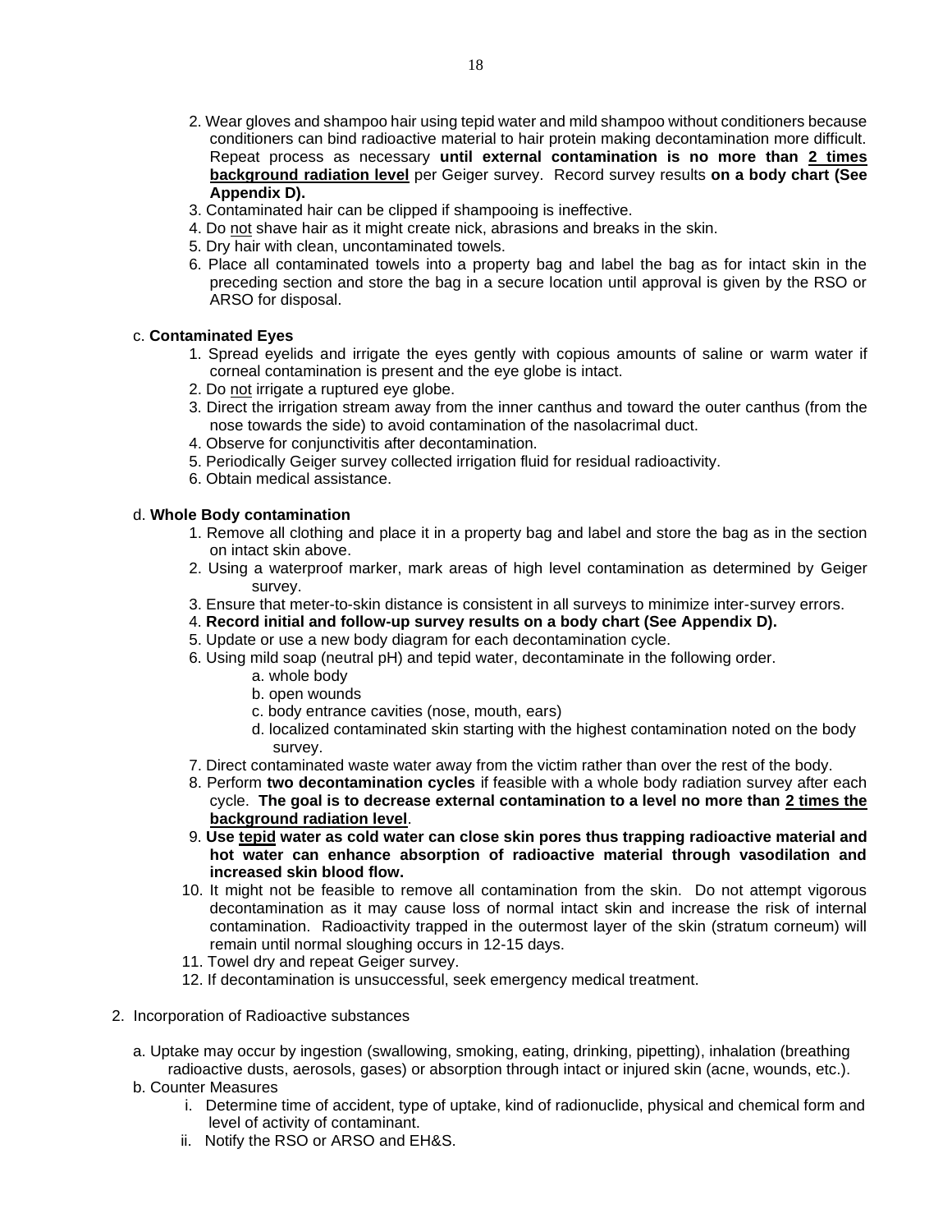2. Wear gloves and shampoo hair using tepid water and mild shampoo without conditioners because conditioners can bind radioactive material to hair protein making decontamination more difficult. Repeat process as necessary **until external contamination is no more than <u>2 times background radiation level</u>** per Geiger survey. Record survey results **on a body chart (See Appendix D).**
3. Contaminated hair can be clipped if shampooing is ineffective.
4. Do <u>not</u> shave hair as it might create nick, abrasions and breaks in the skin.
5. Dry hair with clean, uncontaminated towels.
6. Place all contaminated towels into a property bag and label the bag as for intact skin in the preceding section and store the bag in a secure location until approval is given by the RSO or ARSO for disposal.

c. **Contaminated Eyes**

1. Spread eyelids and irrigate the eyes gently with copious amounts of saline or warm water if corneal contamination is present and the eye globe is intact.
2. Do <u>not</u> irrigate a ruptured eye globe.
3. Direct the irrigation stream away from the inner canthus and toward the outer canthus (from the nose towards the side) to avoid contamination of the nasolacrimal duct.
4. Observe for conjunctivitis after decontamination.
5. Periodically Geiger survey collected irrigation fluid for residual radioactivity.
6. Obtain medical assistance.

d. **Whole Body contamination**

1. Remove all clothing and place it in a property bag and label and store the bag as in the section on intact skin above.
2. Using a waterproof marker, mark areas of high level contamination as determined by Geiger survey.
3. Ensure that meter-to-skin distance is consistent in all surveys to minimize inter-survey errors.
4. **Record initial and follow-up survey results on a body chart (See Appendix D).**
5. Update or use a new body diagram for each decontamination cycle.
6. Using mild soap (neutral pH) and tepid water, decontaminate in the following order.
   a. whole body
   b. open wounds
   c. body entrance cavities (nose, mouth, ears)
   d. localized contaminated skin starting with the highest contamination noted on the body survey.
7. Direct contaminated waste water away from the victim rather than over the rest of the body.
8. Perform **two decontamination cycles** if feasible with a whole body radiation survey after each cycle. **The goal is to decrease external contamination to a level no more than <u>2 times the background radiation level</u>**.
9. **Use <u>tepid</u> water as cold water can close skin pores thus trapping radioactive material and hot water can enhance absorption of radioactive material through vasodilation and increased skin blood flow.**
10. It might not be feasible to remove all contamination from the skin. Do not attempt vigorous decontamination as it may cause loss of normal intact skin and increase the risk of internal contamination. Radioactivity trapped in the outermost layer of the skin (stratum corneum) will remain until normal sloughing occurs in 12-15 days.
11. Towel dry and repeat Geiger survey.
12. If decontamination is unsuccessful, seek emergency medical treatment.

2. Incorporation of Radioactive substances

a. Uptake may occur by ingestion (swallowing, smoking, eating, drinking, pipetting), inhalation (breathing radioactive dusts, aerosols, gases) or absorption through intact or injured skin (acne, wounds, etc.).

b. Counter Measures

i. Determine time of accident, type of uptake, kind of radionuclide, physical and chemical form and level of activity of contaminant.

ii. Notify the RSO or ARSO and EH&S.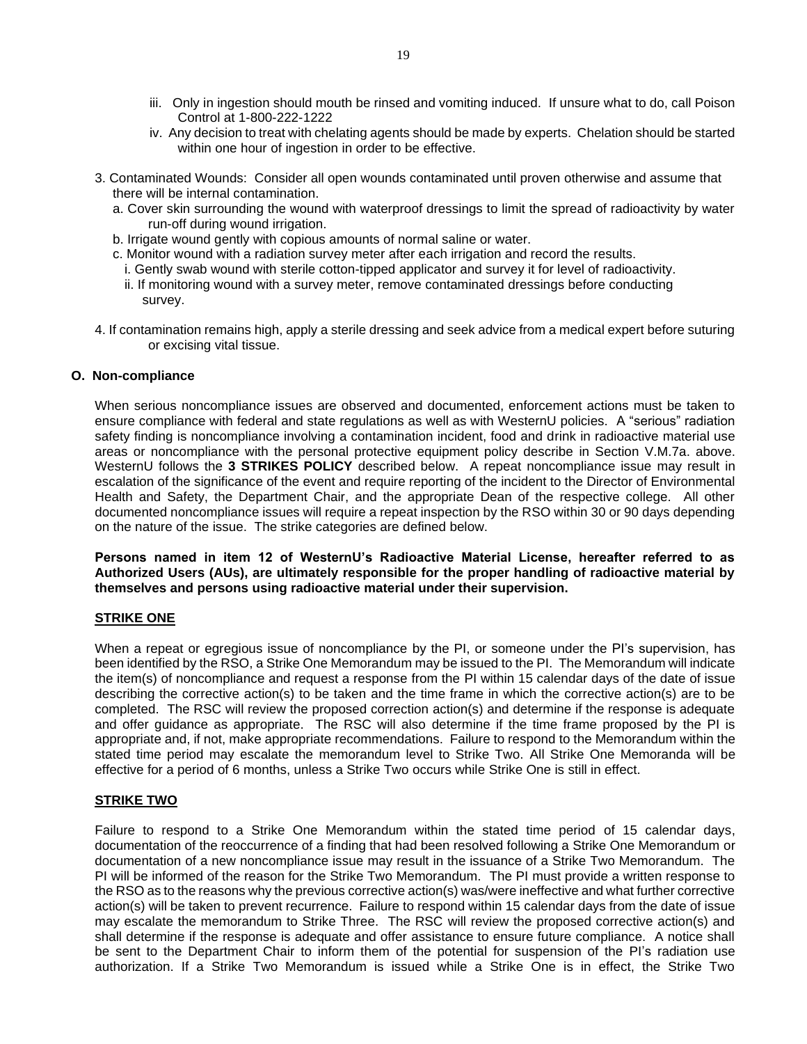iii. Only in ingestion should mouth be rinsed and vomiting induced. If unsure what to do, call Poison Control at 1-800-222-1222

iv. Any decision to treat with chelating agents should be made by experts. Chelation should be started within one hour of ingestion in order to be effective.

3. Contaminated Wounds: Consider all open wounds contaminated until proven otherwise and assume that there will be internal contamination.
   a. Cover skin surrounding the wound with waterproof dressings to limit the spread of radioactivity by water run-off during wound irrigation.
   b. Irrigate wound gently with copious amounts of normal saline or water.
   c. Monitor wound with a radiation survey meter after each irrigation and record the results.
      i. Gently swab wound with sterile cotton-tipped applicator and survey it for level of radioactivity.
      ii. If monitoring wound with a survey meter, remove contaminated dressings before conducting survey.

4. If contamination remains high, apply a sterile dressing and seek advice from a medical expert before suturing or excising vital tissue.

### O. Non-compliance

When serious noncompliance issues are observed and documented, enforcement actions must be taken to ensure compliance with federal and state regulations as well as with WesternU policies. A "serious" radiation safety finding is noncompliance involving a contamination incident, food and drink in radioactive material use areas or noncompliance with the personal protective equipment policy describe in Section V.M.7a. above. WesternU follows the **3 STRIKES POLICY** described below. A repeat noncompliance issue may result in escalation of the significance of the event and require reporting of the incident to the Director of Environmental Health and Safety, the Department Chair, and the appropriate Dean of the respective college. All other documented noncompliance issues will require a repeat inspection by the RSO within 30 or 90 days depending on the nature of the issue. The strike categories are defined below.

**Persons named in item 12 of WesternU's Radioactive Material License, hereafter referred to as Authorized Users (AUs), are ultimately responsible for the proper handling of radioactive material by themselves and persons using radioactive material under their supervision.**

#### STRIKE ONE

When a repeat or egregious issue of noncompliance by the PI, or someone under the PI's supervision, has been identified by the RSO, a Strike One Memorandum may be issued to the PI. The Memorandum will indicate the item(s) of noncompliance and request a response from the PI within 15 calendar days of the date of issue describing the corrective action(s) to be taken and the time frame in which the corrective action(s) are to be completed. The RSC will review the proposed correction action(s) and determine if the response is adequate and offer guidance as appropriate. The RSC will also determine if the time frame proposed by the PI is appropriate and, if not, make appropriate recommendations. Failure to respond to the Memorandum within the stated time period may escalate the memorandum level to Strike Two. All Strike One Memoranda will be effective for a period of 6 months, unless a Strike Two occurs while Strike One is still in effect.

#### STRIKE TWO

Failure to respond to a Strike One Memorandum within the stated time period of 15 calendar days, documentation of the reoccurrence of a finding that had been resolved following a Strike One Memorandum or documentation of a new noncompliance issue may result in the issuance of a Strike Two Memorandum. The PI will be informed of the reason for the Strike Two Memorandum. The PI must provide a written response to the RSO as to the reasons why the previous corrective action(s) was/were ineffective and what further corrective action(s) will be taken to prevent recurrence. Failure to respond within 15 calendar days from the date of issue may escalate the memorandum to Strike Three. The RSC will review the proposed corrective action(s) and shall determine if the response is adequate and offer assistance to ensure future compliance. A notice shall be sent to the Department Chair to inform them of the potential for suspension of the PI's radiation use authorization. If a Strike Two Memorandum is issued while a Strike One is in effect, the Strike Two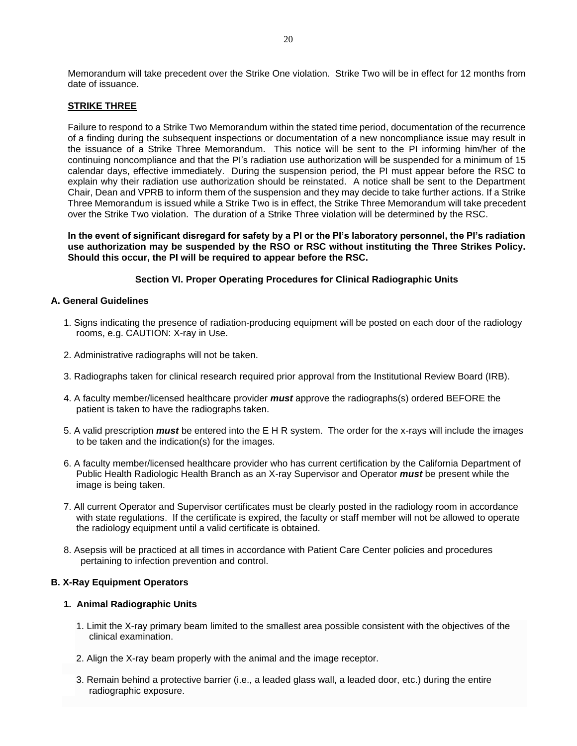Memorandum will take precedent over the Strike One violation. Strike Two will be in effect for 12 months from date of issuance.

**STRIKE THREE**

Failure to respond to a Strike Two Memorandum within the stated time period, documentation of the recurrence of a finding during the subsequent inspections or documentation of a new noncompliance issue may result in the issuance of a Strike Three Memorandum. This notice will be sent to the PI informing him/her of the continuing noncompliance and that the PI's radiation use authorization will be suspended for a minimum of 15 calendar days, effective immediately. During the suspension period, the PI must appear before the RSC to explain why their radiation use authorization should be reinstated. A notice shall be sent to the Department Chair, Dean and VPRB to inform them of the suspension and they may decide to take further actions. If a Strike Three Memorandum is issued while a Strike Two is in effect, the Strike Three Memorandum will take precedent over the Strike Two violation. The duration of a Strike Three violation will be determined by the RSC.

**In the event of significant disregard for safety by a PI or the PI's laboratory personnel, the PI's radiation use authorization may be suspended by the RSO or RSC without instituting the Three Strikes Policy. Should this occur, the PI will be required to appear before the RSC.**

## Section VI. Proper Operating Procedures for Clinical Radiographic Units

### A. General Guidelines

1. Signs indicating the presence of radiation-producing equipment will be posted on each door of the radiology rooms, e.g. CAUTION: X-ray in Use.
2. Administrative radiographs will not be taken.
3. Radiographs taken for clinical research required prior approval from the Institutional Review Board (IRB).
4. A faculty member/licensed healthcare provider ***must*** approve the radiographs(s) ordered BEFORE the patient is taken to have the radiographs taken.
5. A valid prescription ***must*** be entered into the E H R system. The order for the x-rays will include the images to be taken and the indication(s) for the images.
6. A faculty member/licensed healthcare provider who has current certification by the California Department of Public Health Radiologic Health Branch as an X-ray Supervisor and Operator ***must*** be present while the image is being taken.
7. All current Operator and Supervisor certificates must be clearly posted in the radiology room in accordance with state regulations. If the certificate is expired, the faculty or staff member will not be allowed to operate the radiology equipment until a valid certificate is obtained.
8. Asepsis will be practiced at all times in accordance with Patient Care Center policies and procedures pertaining to infection prevention and control.

### B. X-Ray Equipment Operators

#### 1. Animal Radiographic Units

1. Limit the X-ray primary beam limited to the smallest area possible consistent with the objectives of the clinical examination.
2. Align the X-ray beam properly with the animal and the image receptor.
3. Remain behind a protective barrier (i.e., a leaded glass wall, a leaded door, etc.) during the entire radiographic exposure.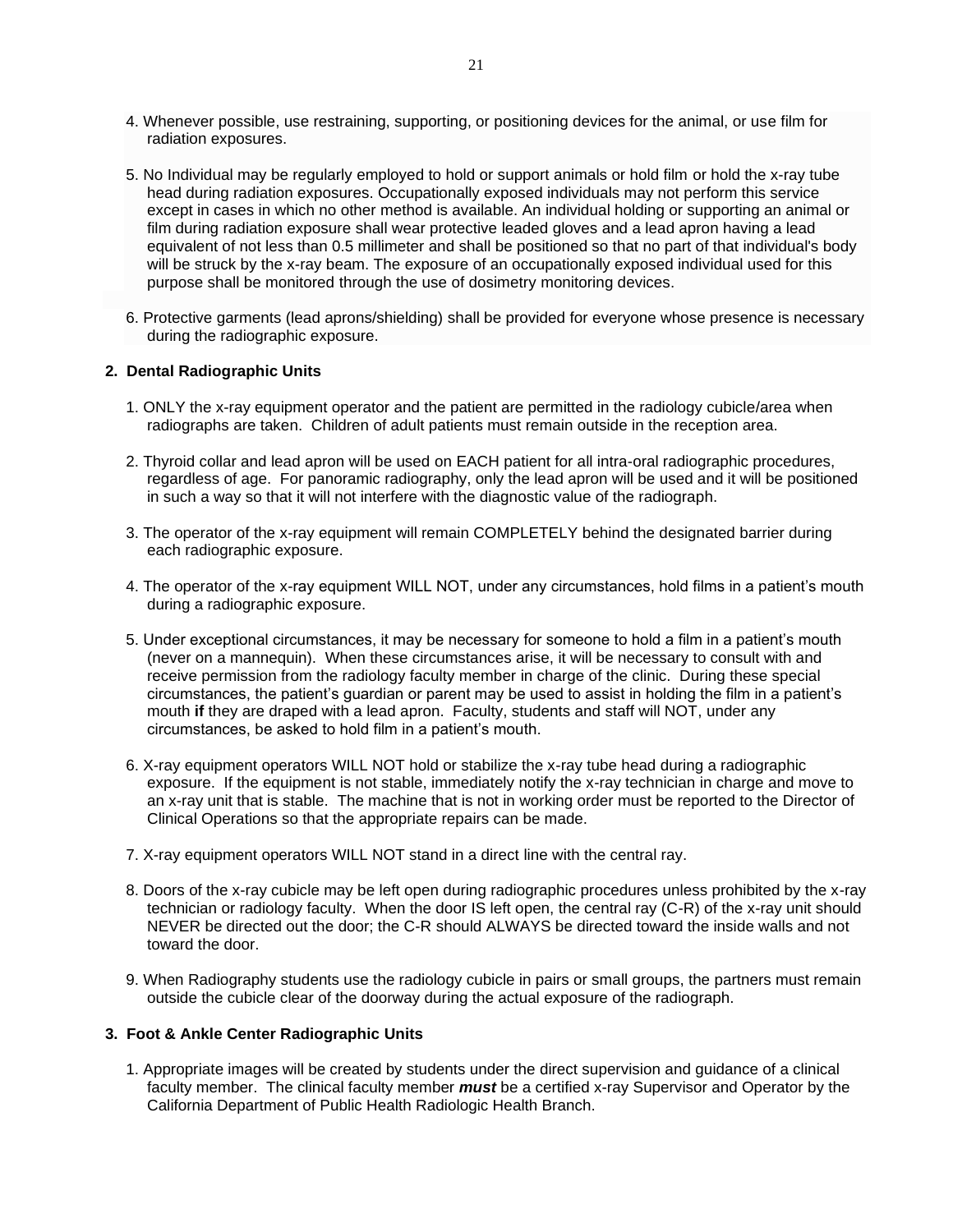4. Whenever possible, use restraining, supporting, or positioning devices for the animal, or use film for radiation exposures.

5. No Individual may be regularly employed to hold or support animals or hold film or hold the x-ray tube head during radiation exposures. Occupationally exposed individuals may not perform this service except in cases in which no other method is available. An individual holding or supporting an animal or film during radiation exposure shall wear protective leaded gloves and a lead apron having a lead equivalent of not less than 0.5 millimeter and shall be positioned so that no part of that individual's body will be struck by the x-ray beam. The exposure of an occupationally exposed individual used for this purpose shall be monitored through the use of dosimetry monitoring devices.

6. Protective garments (lead aprons/shielding) shall be provided for everyone whose presence is necessary during the radiographic exposure.

**2. Dental Radiographic Units**

1. ONLY the x-ray equipment operator and the patient are permitted in the radiology cubicle/area when radiographs are taken. Children of adult patients must remain outside in the reception area.

2. Thyroid collar and lead apron will be used on EACH patient for all intra-oral radiographic procedures, regardless of age. For panoramic radiography, only the lead apron will be used and it will be positioned in such a way so that it will not interfere with the diagnostic value of the radiograph.

3. The operator of the x-ray equipment will remain COMPLETELY behind the designated barrier during each radiographic exposure.

4. The operator of the x-ray equipment WILL NOT, under any circumstances, hold films in a patient's mouth during a radiographic exposure.

5. Under exceptional circumstances, it may be necessary for someone to hold a film in a patient's mouth (never on a mannequin). When these circumstances arise, it will be necessary to consult with and receive permission from the radiology faculty member in charge of the clinic. During these special circumstances, the patient's guardian or parent may be used to assist in holding the film in a patient's mouth **if** they are draped with a lead apron. Faculty, students and staff will NOT, under any circumstances, be asked to hold film in a patient's mouth.

6. X-ray equipment operators WILL NOT hold or stabilize the x-ray tube head during a radiographic exposure. If the equipment is not stable, immediately notify the x-ray technician in charge and move to an x-ray unit that is stable. The machine that is not in working order must be reported to the Director of Clinical Operations so that the appropriate repairs can be made.

7. X-ray equipment operators WILL NOT stand in a direct line with the central ray.

8. Doors of the x-ray cubicle may be left open during radiographic procedures unless prohibited by the x-ray technician or radiology faculty. When the door IS left open, the central ray (C-R) of the x-ray unit should NEVER be directed out the door; the C-R should ALWAYS be directed toward the inside walls and not toward the door.

9. When Radiography students use the radiology cubicle in pairs or small groups, the partners must remain outside the cubicle clear of the doorway during the actual exposure of the radiograph.

**3. Foot & Ankle Center Radiographic Units**

1. Appropriate images will be created by students under the direct supervision and guidance of a clinical faculty member. The clinical faculty member ***must*** be a certified x-ray Supervisor and Operator by the California Department of Public Health Radiologic Health Branch.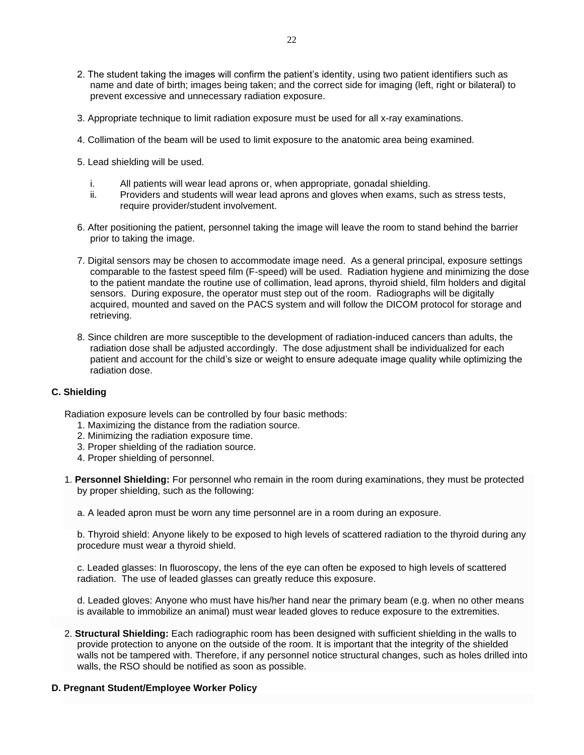2. The student taking the images will confirm the patient's identity, using two patient identifiers such as name and date of birth; images being taken; and the correct side for imaging (left, right or bilateral) to prevent excessive and unnecessary radiation exposure.

3. Appropriate technique to limit radiation exposure must be used for all x-ray examinations.

4. Collimation of the beam will be used to limit exposure to the anatomic area being examined.

5. Lead shielding will be used.

   i. All patients will wear lead aprons or, when appropriate, gonadal shielding.
   
   ii. Providers and students will wear lead aprons and gloves when exams, such as stress tests, require provider/student involvement.

6. After positioning the patient, personnel taking the image will leave the room to stand behind the barrier prior to taking the image.

7. Digital sensors may be chosen to accommodate image need. As a general principal, exposure settings comparable to the fastest speed film (F-speed) will be used. Radiation hygiene and minimizing the dose to the patient mandate the routine use of collimation, lead aprons, thyroid shield, film holders and digital sensors. During exposure, the operator must step out of the room. Radiographs will be digitally acquired, mounted and saved on the PACS system and will follow the DICOM protocol for storage and retrieving.

8. Since children are more susceptible to the development of radiation-induced cancers than adults, the radiation dose shall be adjusted accordingly. The dose adjustment shall be individualized for each patient and account for the child's size or weight to ensure adequate image quality while optimizing the radiation dose.

## C. Shielding

Radiation exposure levels can be controlled by four basic methods:

1. Maximizing the distance from the radiation source.
2. Minimizing the radiation exposure time.
3. Proper shielding of the radiation source.
4. Proper shielding of personnel.

1. **Personnel Shielding:** For personnel who remain in the room during examinations, they must be protected by proper shielding, such as the following:

   a. A leaded apron must be worn any time personnel are in a room during an exposure.

   b. Thyroid shield: Anyone likely to be exposed to high levels of scattered radiation to the thyroid during any procedure must wear a thyroid shield.

   c. Leaded glasses: In fluoroscopy, the lens of the eye can often be exposed to high levels of scattered radiation. The use of leaded glasses can greatly reduce this exposure.

   d. Leaded gloves: Anyone who must have his/her hand near the primary beam (e.g. when no other means is available to immobilize an animal) must wear leaded gloves to reduce exposure to the extremities.

2. **Structural Shielding:** Each radiographic room has been designed with sufficient shielding in the walls to provide protection to anyone on the outside of the room. It is important that the integrity of the shielded walls not be tampered with. Therefore, if any personnel notice structural changes, such as holes drilled into walls, the RSO should be notified as soon as possible.

## D. Pregnant Student/Employee Worker Policy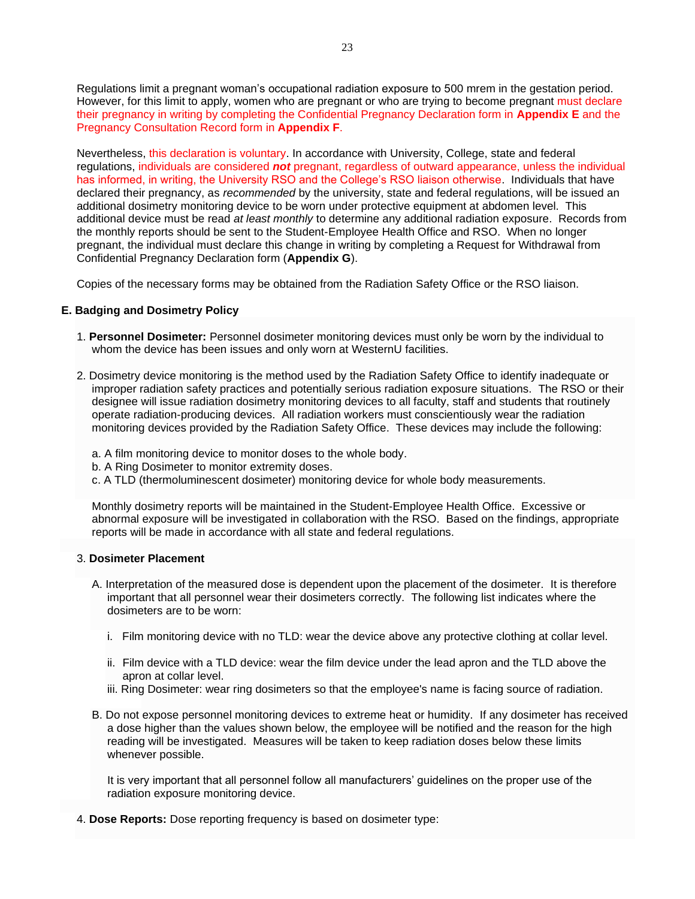Regulations limit a pregnant woman's occupational radiation exposure to 500 mrem in the gestation period. However, for this limit to apply, women who are pregnant or who are trying to become pregnant must declare their pregnancy in writing by completing the Confidential Pregnancy Declaration form in **Appendix E** and the Pregnancy Consultation Record form in **Appendix F**.

Nevertheless, this declaration is voluntary. In accordance with University, College, state and federal regulations, individuals are considered ***not*** pregnant, regardless of outward appearance, unless the individual has informed, in writing, the University RSO and the College's RSO liaison otherwise. Individuals that have declared their pregnancy, as *recommended* by the university, state and federal regulations, will be issued an additional dosimetry monitoring device to be worn under protective equipment at abdomen level. This additional device must be read *at least monthly* to determine any additional radiation exposure. Records from the monthly reports should be sent to the Student-Employee Health Office and RSO. When no longer pregnant, the individual must declare this change in writing by completing a Request for Withdrawal from Confidential Pregnancy Declaration form (**Appendix G**).

Copies of the necessary forms may be obtained from the Radiation Safety Office or the RSO liaison.

**E. Badging and Dosimetry Policy**

1. **Personnel Dosimeter:** Personnel dosimeter monitoring devices must only be worn by the individual to whom the device has been issues and only worn at WesternU facilities.

2. Dosimetry device monitoring is the method used by the Radiation Safety Office to identify inadequate or improper radiation safety practices and potentially serious radiation exposure situations. The RSO or their designee will issue radiation dosimetry monitoring devices to all faculty, staff and students that routinely operate radiation-producing devices. All radiation workers must conscientiously wear the radiation monitoring devices provided by the Radiation Safety Office. These devices may include the following:

   a. A film monitoring device to monitor doses to the whole body.
   b. A Ring Dosimeter to monitor extremity doses.
   c. A TLD (thermoluminescent dosimeter) monitoring device for whole body measurements.

   Monthly dosimetry reports will be maintained in the Student-Employee Health Office. Excessive or abnormal exposure will be investigated in collaboration with the RSO. Based on the findings, appropriate reports will be made in accordance with all state and federal regulations.

3. **Dosimeter Placement**

   A. Interpretation of the measured dose is dependent upon the placement of the dosimeter. It is therefore important that all personnel wear their dosimeters correctly. The following list indicates where the dosimeters are to be worn:

      i. Film monitoring device with no TLD: wear the device above any protective clothing at collar level.

      ii. Film device with a TLD device: wear the film device under the lead apron and the TLD above the apron at collar level.

      iii. Ring Dosimeter: wear ring dosimeters so that the employee's name is facing source of radiation.

   B. Do not expose personnel monitoring devices to extreme heat or humidity. If any dosimeter has received a dose higher than the values shown below, the employee will be notified and the reason for the high reading will be investigated. Measures will be taken to keep radiation doses below these limits whenever possible.

      It is very important that all personnel follow all manufacturers' guidelines on the proper use of the radiation exposure monitoring device.

4. **Dose Reports:** Dose reporting frequency is based on dosimeter type: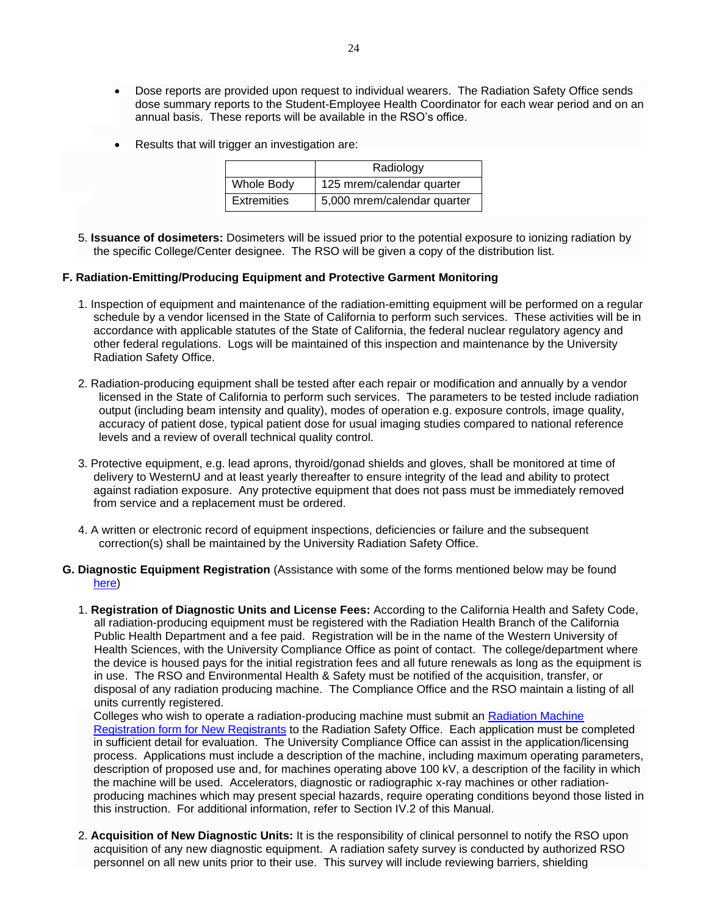- Dose reports are provided upon request to individual wearers. The Radiation Safety Office sends dose summary reports to the Student-Employee Health Coordinator for each wear period and on an annual basis. These reports will be available in the RSO's office.

- Results that will trigger an investigation are:

| | Radiology |
|---|---|
| Whole Body | 125 mrem/calendar quarter |
| Extremities | 5,000 mrem/calendar quarter |

5. **Issuance of dosimeters:** Dosimeters will be issued prior to the potential exposure to ionizing radiation by the specific College/Center designee. The RSO will be given a copy of the distribution list.

### F. Radiation-Emitting/Producing Equipment and Protective Garment Monitoring

1. Inspection of equipment and maintenance of the radiation-emitting equipment will be performed on a regular schedule by a vendor licensed in the State of California to perform such services. These activities will be in accordance with applicable statutes of the State of California, the federal nuclear regulatory agency and other federal regulations. Logs will be maintained of this inspection and maintenance by the University Radiation Safety Office.

2. Radiation-producing equipment shall be tested after each repair or modification and annually by a vendor licensed in the State of California to perform such services. The parameters to be tested include radiation output (including beam intensity and quality), modes of operation e.g. exposure controls, image quality, accuracy of patient dose, typical patient dose for usual imaging studies compared to national reference levels and a review of overall technical quality control.

3. Protective equipment, e.g. lead aprons, thyroid/gonad shields and gloves, shall be monitored at time of delivery to WesternU and at least yearly thereafter to ensure integrity of the lead and ability to protect against radiation exposure. Any protective equipment that does not pass must be immediately removed from service and a replacement must be ordered.

4. A written or electronic record of equipment inspections, deficiencies or failure and the subsequent correction(s) shall be maintained by the University Radiation Safety Office.

### G. Diagnostic Equipment Registration (Assistance with some of the forms mentioned below may be found here)

1. **Registration of Diagnostic Units and License Fees:** According to the California Health and Safety Code, all radiation-producing equipment must be registered with the Radiation Health Branch of the California Public Health Department and a fee paid. Registration will be in the name of the Western University of Health Sciences, with the University Compliance Office as point of contact. The college/department where the device is housed pays for the initial registration fees and all future renewals as long as the equipment is in use. The RSO and Environmental Health & Safety must be notified of the acquisition, transfer, or disposal of any radiation producing machine. The Compliance Office and the RSO maintain a listing of all units currently registered.
   Colleges who wish to operate a radiation-producing machine must submit an Radiation Machine Registration form for New Registrants to the Radiation Safety Office. Each application must be completed in sufficient detail for evaluation. The University Compliance Office can assist in the application/licensing process. Applications must include a description of the machine, including maximum operating parameters, description of proposed use and, for machines operating above 100 kV, a description of the facility in which the machine will be used. Accelerators, diagnostic or radiographic x-ray machines or other radiation-producing machines which may present special hazards, require operating conditions beyond those listed in this instruction. For additional information, refer to Section IV.2 of this Manual.

2. **Acquisition of New Diagnostic Units:** It is the responsibility of clinical personnel to notify the RSO upon acquisition of any new diagnostic equipment. A radiation safety survey is conducted by authorized RSO personnel on all new units prior to their use. This survey will include reviewing barriers, shielding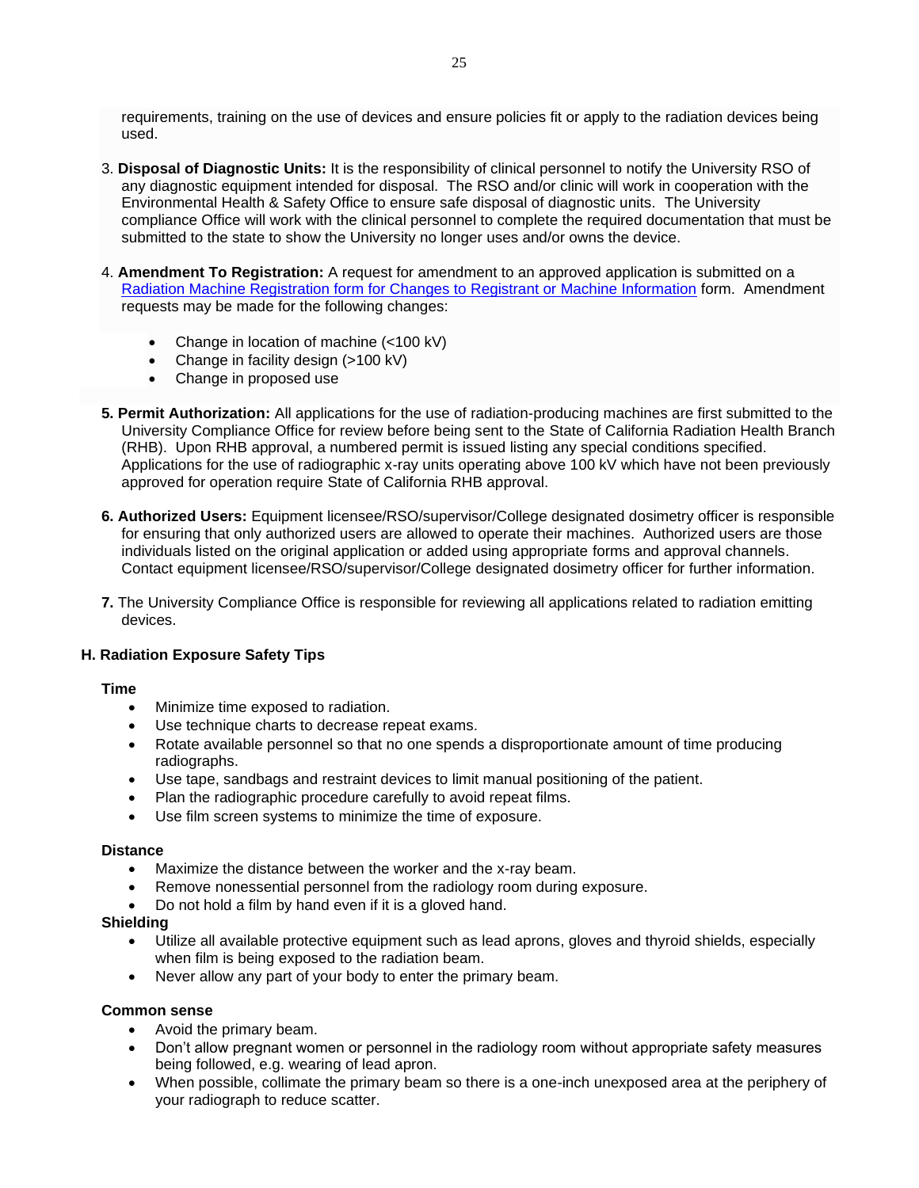requirements, training on the use of devices and ensure policies fit or apply to the radiation devices being used.

3. **Disposal of Diagnostic Units:** It is the responsibility of clinical personnel to notify the University RSO of any diagnostic equipment intended for disposal. The RSO and/or clinic will work in cooperation with the Environmental Health & Safety Office to ensure safe disposal of diagnostic units. The University compliance Office will work with the clinical personnel to complete the required documentation that must be submitted to the state to show the University no longer uses and/or owns the device.

4. **Amendment To Registration:** A request for amendment to an approved application is submitted on a [Radiation Machine Registration form for Changes to Registrant or Machine Information]() form. Amendment requests may be made for the following changes:

   - Change in location of machine (<100 kV)
   - Change in facility design (>100 kV)
   - Change in proposed use

5. **Permit Authorization:** All applications for the use of radiation-producing machines are first submitted to the University Compliance Office for review before being sent to the State of California Radiation Health Branch (RHB). Upon RHB approval, a numbered permit is issued listing any special conditions specified. Applications for the use of radiographic x-ray units operating above 100 kV which have not been previously approved for operation require State of California RHB approval.

6. **Authorized Users:** Equipment licensee/RSO/supervisor/College designated dosimetry officer is responsible for ensuring that only authorized users are allowed to operate their machines. Authorized users are those individuals listed on the original application or added using appropriate forms and approval channels. Contact equipment licensee/RSO/supervisor/College designated dosimetry officer for further information.

7. The University Compliance Office is responsible for reviewing all applications related to radiation emitting devices.

### H. Radiation Exposure Safety Tips

**Time**

- Minimize time exposed to radiation.
- Use technique charts to decrease repeat exams.
- Rotate available personnel so that no one spends a disproportionate amount of time producing radiographs.
- Use tape, sandbags and restraint devices to limit manual positioning of the patient.
- Plan the radiographic procedure carefully to avoid repeat films.
- Use film screen systems to minimize the time of exposure.

**Distance**

- Maximize the distance between the worker and the x-ray beam.
- Remove nonessential personnel from the radiology room during exposure.
- Do not hold a film by hand even if it is a gloved hand.

**Shielding**

- Utilize all available protective equipment such as lead aprons, gloves and thyroid shields, especially when film is being exposed to the radiation beam.
- Never allow any part of your body to enter the primary beam.

**Common sense**

- Avoid the primary beam.
- Don't allow pregnant women or personnel in the radiology room without appropriate safety measures being followed, e.g. wearing of lead apron.
- When possible, collimate the primary beam so there is a one-inch unexposed area at the periphery of your radiograph to reduce scatter.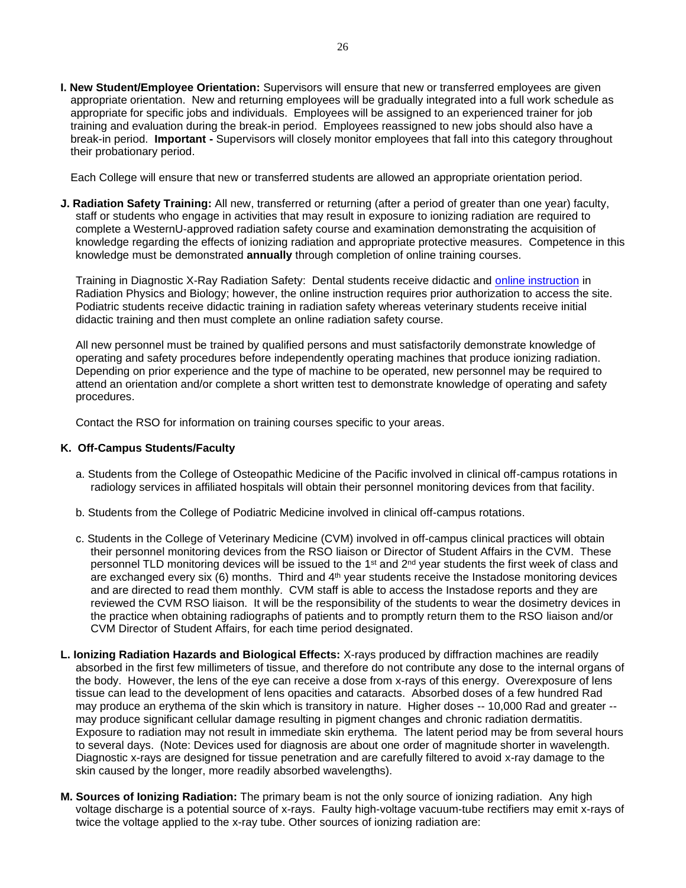**I. New Student/Employee Orientation:** Supervisors will ensure that new or transferred employees are given appropriate orientation. New and returning employees will be gradually integrated into a full work schedule as appropriate for specific jobs and individuals. Employees will be assigned to an experienced trainer for job training and evaluation during the break-in period. Employees reassigned to new jobs should also have a break-in period. **Important -** Supervisors will closely monitor employees that fall into this category throughout their probationary period.

Each College will ensure that new or transferred students are allowed an appropriate orientation period.

**J. Radiation Safety Training:** All new, transferred or returning (after a period of greater than one year) faculty, staff or students who engage in activities that may result in exposure to ionizing radiation are required to complete a WesternU-approved radiation safety course and examination demonstrating the acquisition of knowledge regarding the effects of ionizing radiation and appropriate protective measures. Competence in this knowledge must be demonstrated **annually** through completion of online training courses.

Training in Diagnostic X-Ray Radiation Safety: Dental students receive didactic and online instruction in Radiation Physics and Biology; however, the online instruction requires prior authorization to access the site. Podiatric students receive didactic training in radiation safety whereas veterinary students receive initial didactic training and then must complete an online radiation safety course.

All new personnel must be trained by qualified persons and must satisfactorily demonstrate knowledge of operating and safety procedures before independently operating machines that produce ionizing radiation. Depending on prior experience and the type of machine to be operated, new personnel may be required to attend an orientation and/or complete a short written test to demonstrate knowledge of operating and safety procedures.

Contact the RSO for information on training courses specific to your areas.

**K. Off-Campus Students/Faculty**

a. Students from the College of Osteopathic Medicine of the Pacific involved in clinical off-campus rotations in radiology services in affiliated hospitals will obtain their personnel monitoring devices from that facility.

b. Students from the College of Podiatric Medicine involved in clinical off-campus rotations.

c. Students in the College of Veterinary Medicine (CVM) involved in off-campus clinical practices will obtain their personnel monitoring devices from the RSO liaison or Director of Student Affairs in the CVM. These personnel TLD monitoring devices will be issued to the 1st and 2nd year students the first week of class and are exchanged every six (6) months. Third and 4th year students receive the Instadose monitoring devices and are directed to read them monthly. CVM staff is able to access the Instadose reports and they are reviewed the CVM RSO liaison. It will be the responsibility of the students to wear the dosimetry devices in the practice when obtaining radiographs of patients and to promptly return them to the RSO liaison and/or CVM Director of Student Affairs, for each time period designated.

**L. Ionizing Radiation Hazards and Biological Effects:** X-rays produced by diffraction machines are readily absorbed in the first few millimeters of tissue, and therefore do not contribute any dose to the internal organs of the body. However, the lens of the eye can receive a dose from x-rays of this energy. Overexposure of lens tissue can lead to the development of lens opacities and cataracts. Absorbed doses of a few hundred Rad may produce an erythema of the skin which is transitory in nature. Higher doses -- 10,000 Rad and greater -- may produce significant cellular damage resulting in pigment changes and chronic radiation dermatitis. Exposure to radiation may not result in immediate skin erythema. The latent period may be from several hours to several days. (Note: Devices used for diagnosis are about one order of magnitude shorter in wavelength. Diagnostic x-rays are designed for tissue penetration and are carefully filtered to avoid x-ray damage to the skin caused by the longer, more readily absorbed wavelengths).

**M. Sources of Ionizing Radiation:** The primary beam is not the only source of ionizing radiation. Any high voltage discharge is a potential source of x-rays. Faulty high-voltage vacuum-tube rectifiers may emit x-rays of twice the voltage applied to the x-ray tube. Other sources of ionizing radiation are: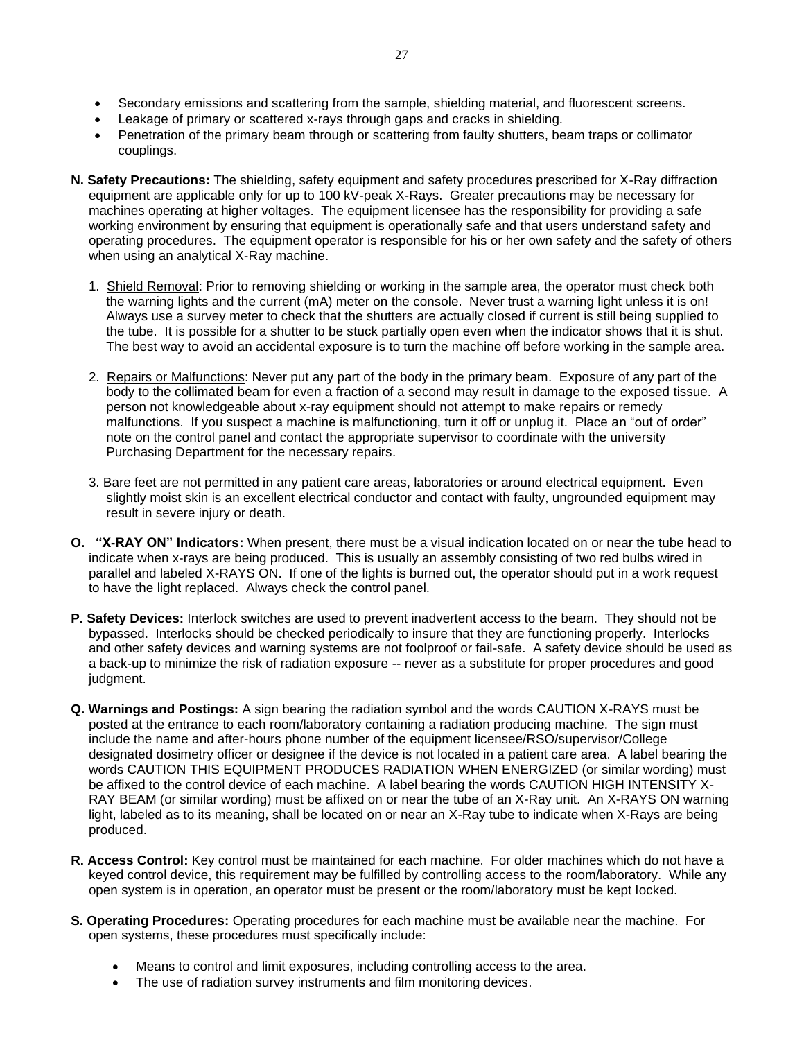- Secondary emissions and scattering from the sample, shielding material, and fluorescent screens.
- Leakage of primary or scattered x-rays through gaps and cracks in shielding.
- Penetration of the primary beam through or scattering from faulty shutters, beam traps or collimator couplings.

**N. Safety Precautions:** The shielding, safety equipment and safety procedures prescribed for X-Ray diffraction equipment are applicable only for up to 100 kV-peak X-Rays. Greater precautions may be necessary for machines operating at higher voltages. The equipment licensee has the responsibility for providing a safe working environment by ensuring that equipment is operationally safe and that users understand safety and operating procedures. The equipment operator is responsible for his or her own safety and the safety of others when using an analytical X-Ray machine.

1. Shield Removal: Prior to removing shielding or working in the sample area, the operator must check both the warning lights and the current (mA) meter on the console. Never trust a warning light unless it is on! Always use a survey meter to check that the shutters are actually closed if current is still being supplied to the tube. It is possible for a shutter to be stuck partially open even when the indicator shows that it is shut. The best way to avoid an accidental exposure is to turn the machine off before working in the sample area.

2. Repairs or Malfunctions: Never put any part of the body in the primary beam. Exposure of any part of the body to the collimated beam for even a fraction of a second may result in damage to the exposed tissue. A person not knowledgeable about x-ray equipment should not attempt to make repairs or remedy malfunctions. If you suspect a machine is malfunctioning, turn it off or unplug it. Place an "out of order" note on the control panel and contact the appropriate supervisor to coordinate with the university Purchasing Department for the necessary repairs.

3. Bare feet are not permitted in any patient care areas, laboratories or around electrical equipment. Even slightly moist skin is an excellent electrical conductor and contact with faulty, ungrounded equipment may result in severe injury or death.

**O. "X-RAY ON" Indicators:** When present, there must be a visual indication located on or near the tube head to indicate when x-rays are being produced. This is usually an assembly consisting of two red bulbs wired in parallel and labeled X-RAYS ON. If one of the lights is burned out, the operator should put in a work request to have the light replaced. Always check the control panel.

**P. Safety Devices:** Interlock switches are used to prevent inadvertent access to the beam. They should not be bypassed. Interlocks should be checked periodically to insure that they are functioning properly. Interlocks and other safety devices and warning systems are not foolproof or fail-safe. A safety device should be used as a back-up to minimize the risk of radiation exposure -- never as a substitute for proper procedures and good judgment.

**Q. Warnings and Postings:** A sign bearing the radiation symbol and the words CAUTION X-RAYS must be posted at the entrance to each room/laboratory containing a radiation producing machine. The sign must include the name and after-hours phone number of the equipment licensee/RSO/supervisor/College designated dosimetry officer or designee if the device is not located in a patient care area. A label bearing the words CAUTION THIS EQUIPMENT PRODUCES RADIATION WHEN ENERGIZED (or similar wording) must be affixed to the control device of each machine. A label bearing the words CAUTION HIGH INTENSITY X-RAY BEAM (or similar wording) must be affixed on or near the tube of an X-Ray unit. An X-RAYS ON warning light, labeled as to its meaning, shall be located on or near an X-Ray tube to indicate when X-Rays are being produced.

**R. Access Control:** Key control must be maintained for each machine. For older machines which do not have a keyed control device, this requirement may be fulfilled by controlling access to the room/laboratory. While any open system is in operation, an operator must be present or the room/laboratory must be kept locked.

**S. Operating Procedures:** Operating procedures for each machine must be available near the machine. For open systems, these procedures must specifically include:

- Means to control and limit exposures, including controlling access to the area.
- The use of radiation survey instruments and film monitoring devices.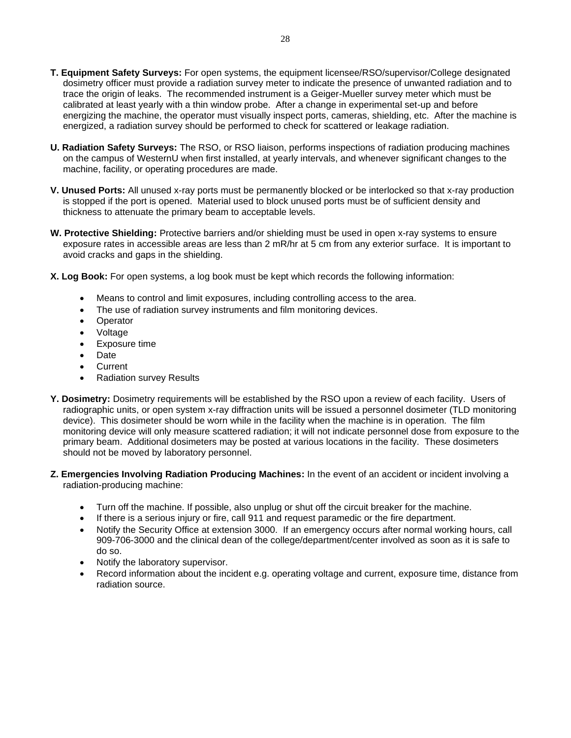**T. Equipment Safety Surveys:** For open systems, the equipment licensee/RSO/supervisor/College designated dosimetry officer must provide a radiation survey meter to indicate the presence of unwanted radiation and to trace the origin of leaks. The recommended instrument is a Geiger-Mueller survey meter which must be calibrated at least yearly with a thin window probe. After a change in experimental set-up and before energizing the machine, the operator must visually inspect ports, cameras, shielding, etc. After the machine is energized, a radiation survey should be performed to check for scattered or leakage radiation.

**U. Radiation Safety Surveys:** The RSO, or RSO liaison, performs inspections of radiation producing machines on the campus of WesternU when first installed, at yearly intervals, and whenever significant changes to the machine, facility, or operating procedures are made.

**V. Unused Ports:** All unused x-ray ports must be permanently blocked or be interlocked so that x-ray production is stopped if the port is opened. Material used to block unused ports must be of sufficient density and thickness to attenuate the primary beam to acceptable levels.

**W. Protective Shielding:** Protective barriers and/or shielding must be used in open x-ray systems to ensure exposure rates in accessible areas are less than 2 mR/hr at 5 cm from any exterior surface. It is important to avoid cracks and gaps in the shielding.

**X. Log Book:** For open systems, a log book must be kept which records the following information:

- Means to control and limit exposures, including controlling access to the area.
- The use of radiation survey instruments and film monitoring devices.
- Operator
- Voltage
- Exposure time
- Date
- Current
- Radiation survey Results

**Y. Dosimetry:** Dosimetry requirements will be established by the RSO upon a review of each facility. Users of radiographic units, or open system x-ray diffraction units will be issued a personnel dosimeter (TLD monitoring device). This dosimeter should be worn while in the facility when the machine is in operation. The film monitoring device will only measure scattered radiation; it will not indicate personnel dose from exposure to the primary beam. Additional dosimeters may be posted at various locations in the facility. These dosimeters should not be moved by laboratory personnel.

**Z. Emergencies Involving Radiation Producing Machines:** In the event of an accident or incident involving a radiation-producing machine:

- Turn off the machine. If possible, also unplug or shut off the circuit breaker for the machine.
- If there is a serious injury or fire, call 911 and request paramedic or the fire department.
- Notify the Security Office at extension 3000. If an emergency occurs after normal working hours, call 909-706-3000 and the clinical dean of the college/department/center involved as soon as it is safe to do so.
- Notify the laboratory supervisor.
- Record information about the incident e.g. operating voltage and current, exposure time, distance from radiation source.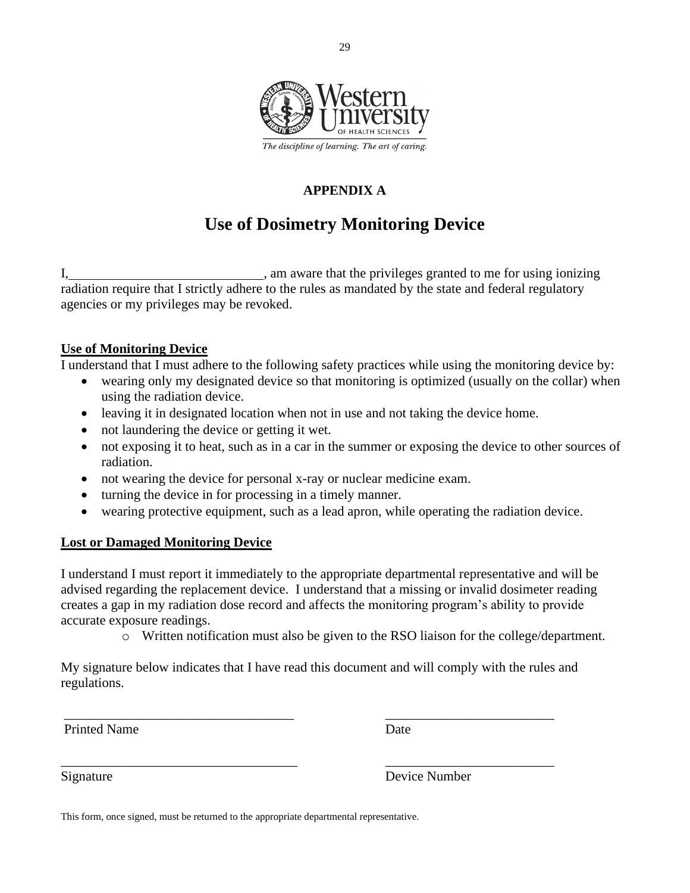Western University of Health Sciences

*The discipline of learning. The art of caring.*

**APPENDIX A**

# Use of Dosimetry Monitoring Device

I,____________________________, am aware that the privileges granted to me for using ionizing radiation require that I strictly adhere to the rules as mandated by the state and federal regulatory agencies or my privileges may be revoked.

**Use of Monitoring Device**

I understand that I must adhere to the following safety practices while using the monitoring device by:

- wearing only my designated device so that monitoring is optimized (usually on the collar) when using the radiation device.
- leaving it in designated location when not in use and not taking the device home.
- not laundering the device or getting it wet.
- not exposing it to heat, such as in a car in the summer or exposing the device to other sources of radiation.
- not wearing the device for personal x-ray or nuclear medicine exam.
- turning the device in for processing in a timely manner.
- wearing protective equipment, such as a lead apron, while operating the radiation device.

**Lost or Damaged Monitoring Device**

I understand I must report it immediately to the appropriate departmental representative and will be advised regarding the replacement device. I understand that a missing or invalid dosimeter reading creates a gap in my radiation dose record and affects the monitoring program's ability to provide accurate exposure readings.

- Written notification must also be given to the RSO liaison for the college/department.

My signature below indicates that I have read this document and will comply with the rules and regulations.

| | |
|---|---|
| ________________________________ | ________________________ |
| Printed Name | Date |
| ________________________________ | ________________________ |
| Signature | Device Number |

This form, once signed, must be returned to the appropriate departmental representative.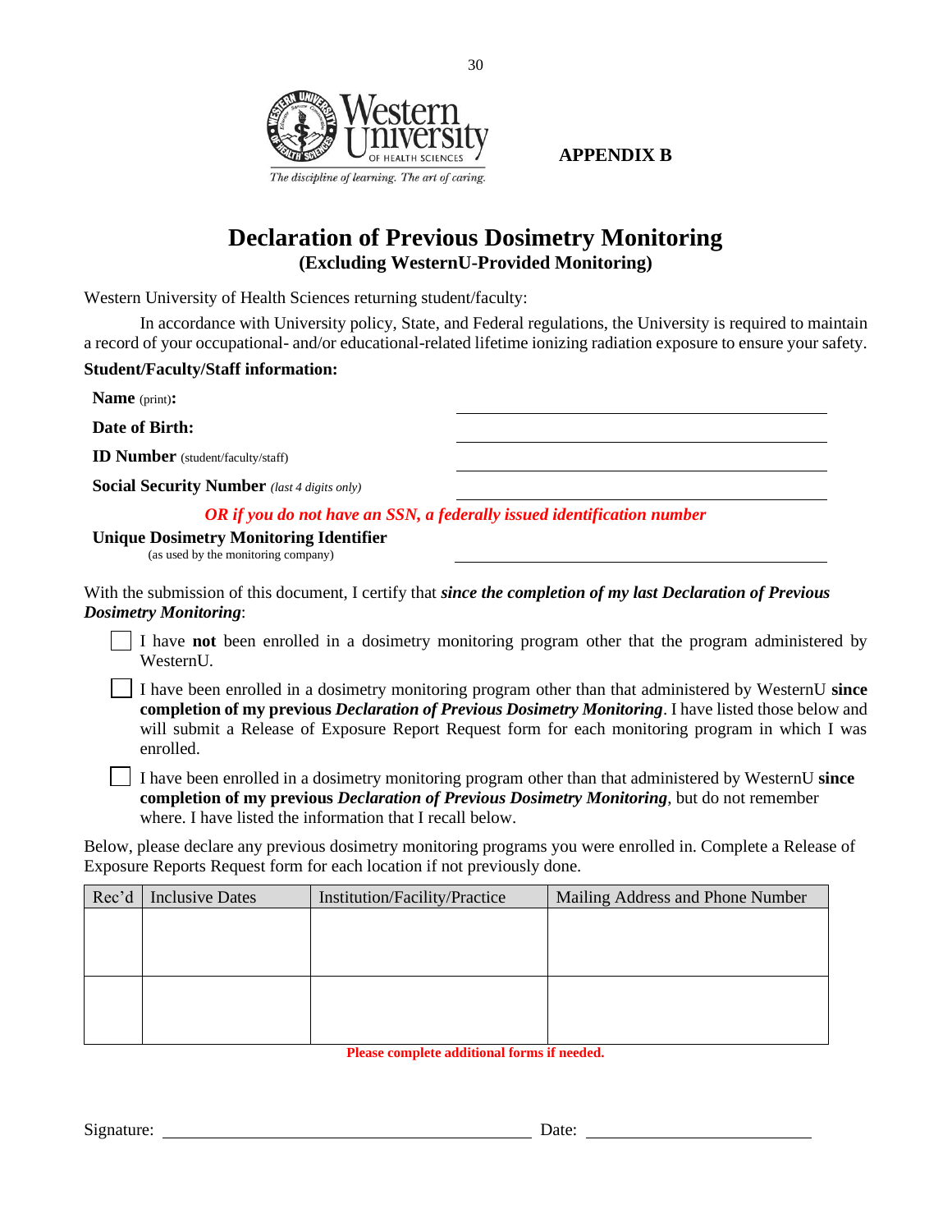Western University OF HEALTH SCIENCES

*The discipline of learning. The art of caring.*

**APPENDIX B**

# Declaration of Previous Dosimetry Monitoring

**(Excluding WesternU-Provided Monitoring)**

Western University of Health Sciences returning student/faculty:

In accordance with University policy, State, and Federal regulations, the University is required to maintain a record of your occupational- and/or educational-related lifetime ionizing radiation exposure to ensure your safety.

**Student/Faculty/Staff information:**

**Name** (print)**:** ______________________________

**Date of Birth:** ______________________________

**ID Number** (student/faculty/staff) ______________________________

**Social Security Number** *(last 4 digits only)* ______________________________

***OR if you do not have an SSN, a federally issued identification number***

**Unique Dosimetry Monitoring Identifier**
(as used by the monitoring company) ______________________________

With the submission of this document, I certify that ***since the completion of my last Declaration of Previous Dosimetry Monitoring***:

- ☐ I have **not** been enrolled in a dosimetry monitoring program other that the program administered by WesternU.
- ☐ I have been enrolled in a dosimetry monitoring program other than that administered by WesternU **since completion of my previous *Declaration of Previous Dosimetry Monitoring***. I have listed those below and will submit a Release of Exposure Report Request form for each monitoring program in which I was enrolled.
- ☐ I have been enrolled in a dosimetry monitoring program other than that administered by WesternU **since completion of my previous *Declaration of Previous Dosimetry Monitoring***, but do not remember where. I have listed the information that I recall below.

Below, please declare any previous dosimetry monitoring programs you were enrolled in. Complete a Release of Exposure Reports Request form for each location if not previously done.

| Rec'd | Inclusive Dates | Institution/Facility/Practice | Mailing Address and Phone Number |
|---|---|---|---|
| | | | |
| | | | |

**Please complete additional forms if needed.**

Signature: ______________________________ Date: ______________________________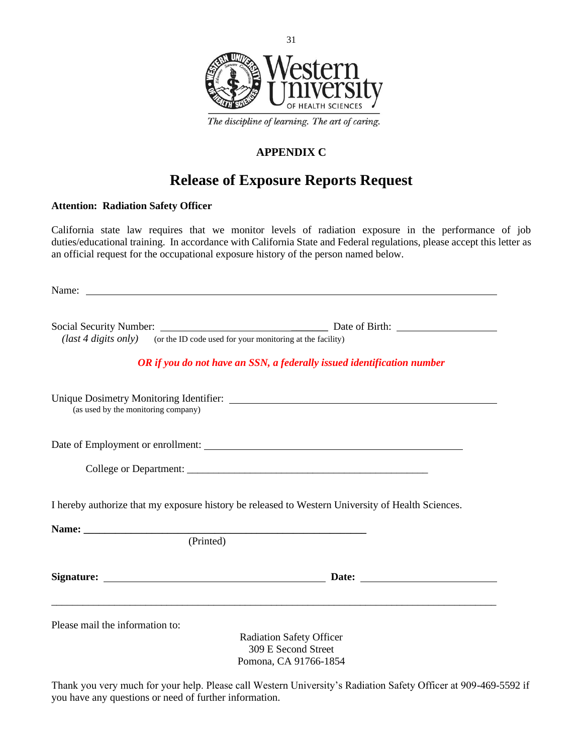Western University OF HEALTH SCIENCES

*The discipline of learning. The art of caring.*

**APPENDIX C**

# Release of Exposure Reports Request

**Attention: Radiation Safety Officer**

California state law requires that we monitor levels of radiation exposure in the performance of job duties/educational training. In accordance with California State and Federal regulations, please accept this letter as an official request for the occupational exposure history of the person named below.

Name: ______________________________________________________________

Social Security Number: ______________________________ Date of Birth: ____________________
*(last 4 digits only)* (or the ID code used for your monitoring at the facility)

***OR if you do not have an SSN, a federally issued identification number***

Unique Dosimetry Monitoring Identifier: ______________________________________________
(as used by the monitoring company)

Date of Employment or enrollment: ____________________________________________

College or Department: ______________________________________________

I hereby authorize that my exposure history be released to Western University of Health Sciences.

**Name:** ______________________________________________
(Printed)

**Signature:** ______________________________________ **Date:** ________________________

---

Please mail the information to:

Radiation Safety Officer
309 E Second Street
Pomona, CA 91766-1854

Thank you very much for your help. Please call Western University's Radiation Safety Officer at 909-469-5592 if you have any questions or need of further information.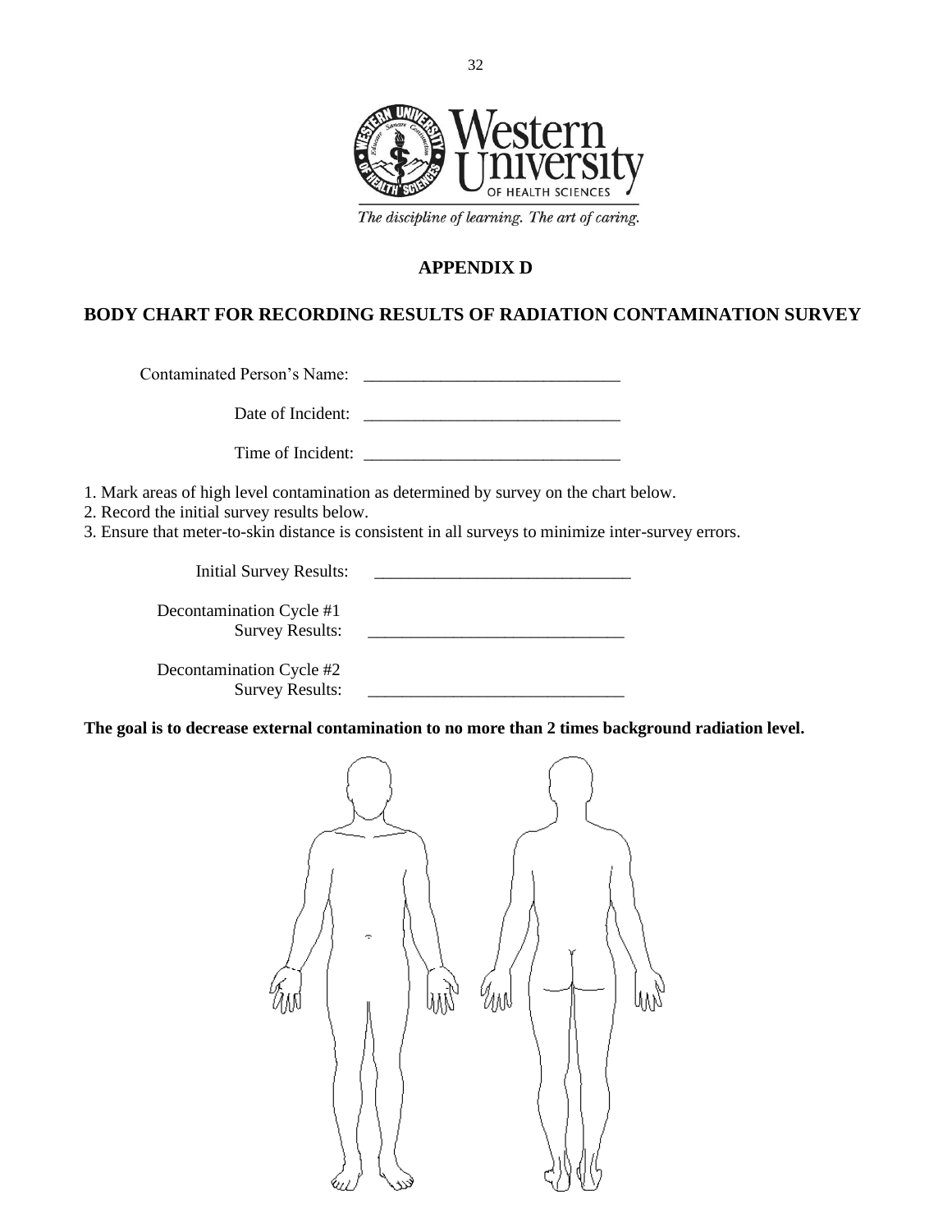## APPENDIX D

## BODY CHART FOR RECORDING RESULTS OF RADIATION CONTAMINATION SURVEY

Contaminated Person's Name: ______________________________

Date of Incident: ______________________________

Time of Incident: ______________________________

1. Mark areas of high level contamination as determined by survey on the chart below.
2. Record the initial survey results below.
3. Ensure that meter-to-skin distance is consistent in all surveys to minimize inter-survey errors.

Initial Survey Results: ______________________________

Decontamination Cycle #1
Survey Results: ______________________________

Decontamination Cycle #2
Survey Results: ______________________________

**The goal is to decrease external contamination to no more than 2 times background radiation level.**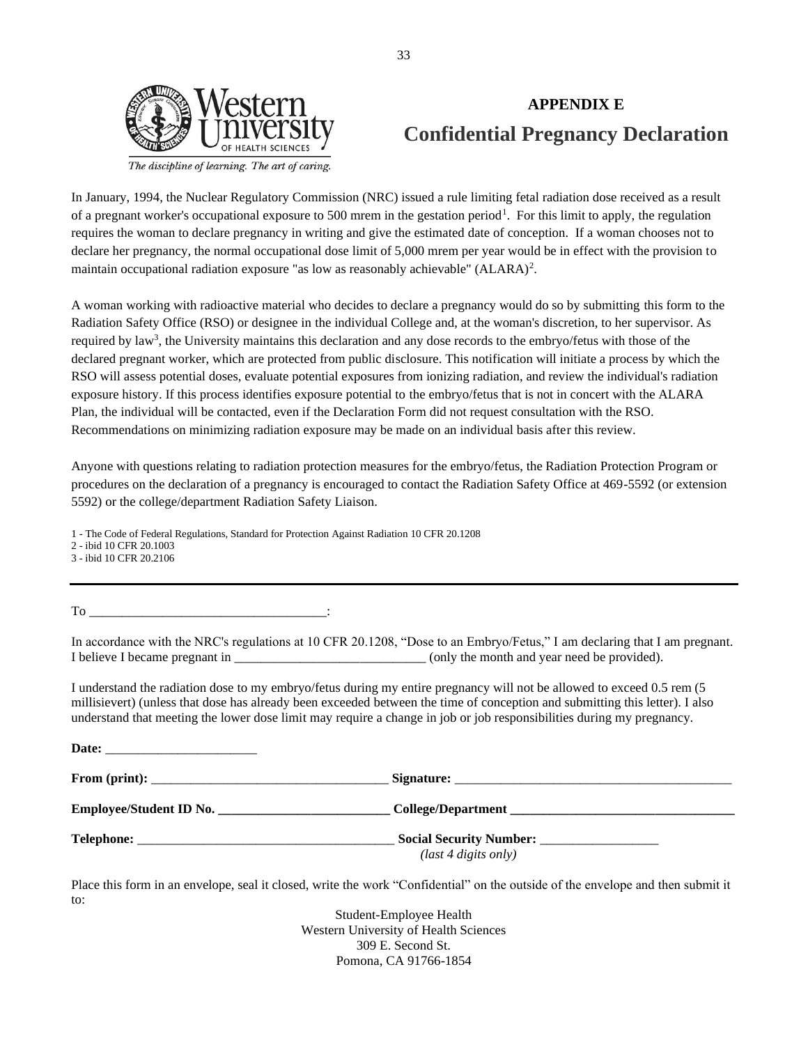# APPENDIX E

## Confidential Pregnancy Declaration

In January, 1994, the Nuclear Regulatory Commission (NRC) issued a rule limiting fetal radiation dose received as a result of a pregnant worker's occupational exposure to 500 mrem in the gestation period[1]. For this limit to apply, the regulation requires the woman to declare pregnancy in writing and give the estimated date of conception. If a woman chooses not to declare her pregnancy, the normal occupational dose limit of 5,000 mrem per year would be in effect with the provision to maintain occupational radiation exposure "as low as reasonably achievable" (ALARA)[2].

A woman working with radioactive material who decides to declare a pregnancy would do so by submitting this form to the Radiation Safety Office (RSO) or designee in the individual College and, at the woman's discretion, to her supervisor. As required by law[3], the University maintains this declaration and any dose records to the embryo/fetus with those of the declared pregnant worker, which are protected from public disclosure. This notification will initiate a process by which the RSO will assess potential doses, evaluate potential exposures from ionizing radiation, and review the individual's radiation exposure history. If this process identifies exposure potential to the embryo/fetus that is not in concert with the ALARA Plan, the individual will be contacted, even if the Declaration Form did not request consultation with the RSO. Recommendations on minimizing radiation exposure may be made on an individual basis after this review.

Anyone with questions relating to radiation protection measures for the embryo/fetus, the Radiation Protection Program or procedures on the declaration of a pregnancy is encouraged to contact the Radiation Safety Office at 469-5592 (or extension 5592) or the college/department Radiation Safety Liaison.

1 - The Code of Federal Regulations, Standard for Protection Against Radiation 10 CFR 20.1208
2 - ibid 10 CFR 20.1003
3 - ibid 10 CFR 20.2106

---

To ___________________________________:

In accordance with the NRC's regulations at 10 CFR 20.1208, "Dose to an Embryo/Fetus," I am declaring that I am pregnant. I believe I became pregnant in _____________________________ (only the month and year need be provided).

I understand the radiation dose to my embryo/fetus during my entire pregnancy will not be allowed to exceed 0.5 rem (5 millisievert) (unless that dose has already been exceeded between the time of conception and submitting this letter). I also understand that meeting the lower dose limit may require a change in job or job responsibilities during my pregnancy.

**Date:** ______________________

**From (print):** ___________________________________ **Signature:** ___________________________________________

**Employee/Student ID No.** _________________________ **College/Department** _________________________________

**Telephone:** ______________________________________ **Social Security Number:** _________________
*(last 4 digits only)*

Place this form in an envelope, seal it closed, write the work "Confidential" on the outside of the envelope and then submit it to:

Student-Employee Health
Western University of Health Sciences
309 E. Second St.
Pomona, CA 91766-1854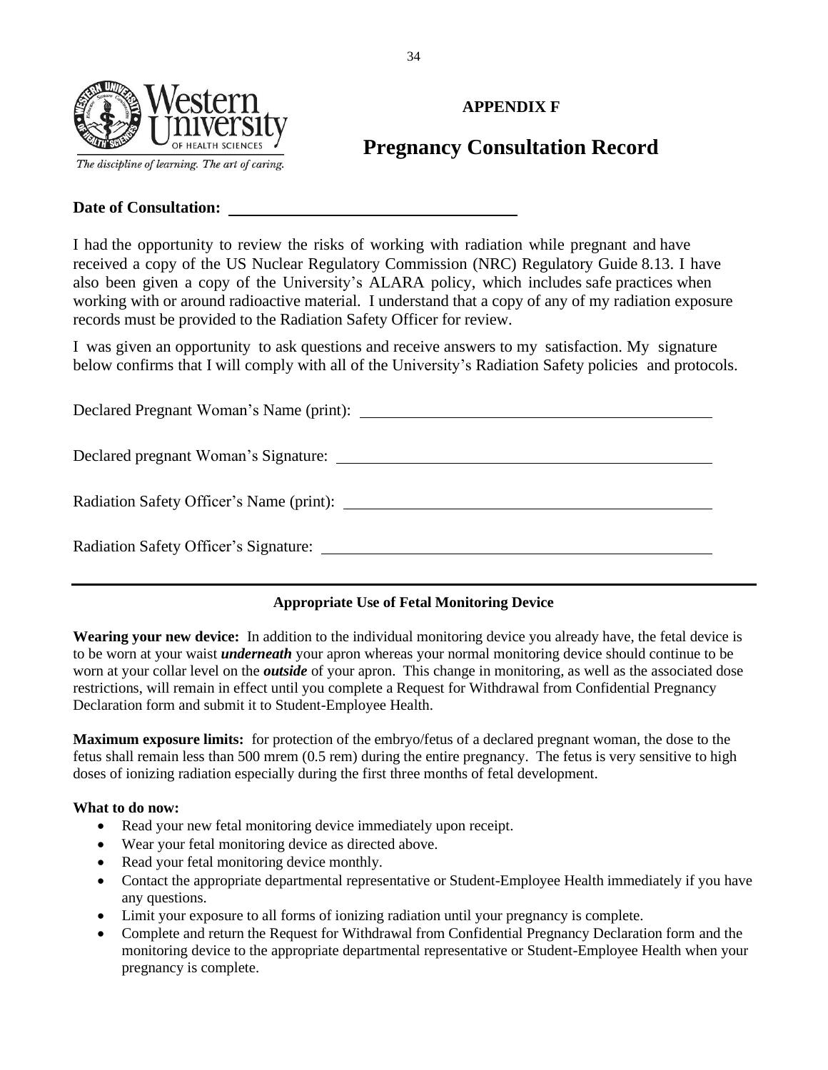Western University of Health Sciences

*The discipline of learning. The art of caring.*

# APPENDIX F

# Pregnancy Consultation Record

**Date of Consultation:** ____________________________________

I had the opportunity to review the risks of working with radiation while pregnant and have received a copy of the US Nuclear Regulatory Commission (NRC) Regulatory Guide 8.13. I have also been given a copy of the University's ALARA policy, which includes safe practices when working with or around radioactive material. I understand that a copy of any of my radiation exposure records must be provided to the Radiation Safety Officer for review.

I was given an opportunity to ask questions and receive answers to my satisfaction. My signature below confirms that I will comply with all of the University's Radiation Safety policies and protocols.

Declared Pregnant Woman's Name (print): ____________________________________________

Declared pregnant Woman's Signature: ____________________________________________

Radiation Safety Officer's Name (print): ____________________________________________

Radiation Safety Officer's Signature: ____________________________________________

---

### Appropriate Use of Fetal Monitoring Device

**Wearing your new device:** In addition to the individual monitoring device you already have, the fetal device is to be worn at your waist ***underneath*** your apron whereas your normal monitoring device should continue to be worn at your collar level on the ***outside*** of your apron. This change in monitoring, as well as the associated dose restrictions, will remain in effect until you complete a Request for Withdrawal from Confidential Pregnancy Declaration form and submit it to Student-Employee Health.

**Maximum exposure limits:** for protection of the embryo/fetus of a declared pregnant woman, the dose to the fetus shall remain less than 500 mrem (0.5 rem) during the entire pregnancy. The fetus is very sensitive to high doses of ionizing radiation especially during the first three months of fetal development.

**What to do now:**

- Read your new fetal monitoring device immediately upon receipt.
- Wear your fetal monitoring device as directed above.
- Read your fetal monitoring device monthly.
- Contact the appropriate departmental representative or Student-Employee Health immediately if you have any questions.
- Limit your exposure to all forms of ionizing radiation until your pregnancy is complete.
- Complete and return the Request for Withdrawal from Confidential Pregnancy Declaration form and the monitoring device to the appropriate departmental representative or Student-Employee Health when your pregnancy is complete.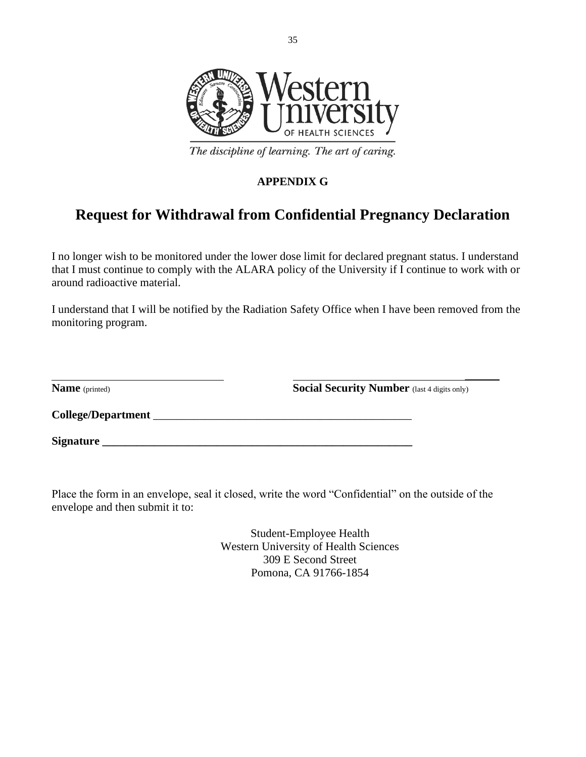Western University OF HEALTH SCIENCES

*The discipline of learning. The art of caring.*

**APPENDIX G**

# Request for Withdrawal from Confidential Pregnancy Declaration

I no longer wish to be monitored under the lower dose limit for declared pregnant status. I understand that I must continue to comply with the ALARA policy of the University if I continue to work with or around radioactive material.

I understand that I will be notified by the Radiation Safety Office when I have been removed from the monitoring program.

\_\_\_\_\_\_\_\_\_\_\_\_\_\_\_\_\_\_\_\_\_\_\_\_\_\_\_\_\_\_\_ \_\_\_\_\_\_\_\_\_\_\_\_\_\_\_\_\_\_\_\_\_\_\_\_\_\_\_\_\_\_\_\_\_\_\_\_\_

**Name** (printed) **Social Security Number** (last 4 digits only)

**College/Department** \_\_\_\_\_\_\_\_\_\_\_\_\_\_\_\_\_\_\_\_\_\_\_\_\_\_\_\_\_\_\_\_\_\_\_\_\_\_\_\_\_\_\_\_\_\_\_

**Signature** \_\_\_\_\_\_\_\_\_\_\_\_\_\_\_\_\_\_\_\_\_\_\_\_\_\_\_\_\_\_\_\_\_\_\_\_\_\_\_\_\_\_\_\_\_\_\_\_\_\_\_\_\_\_\_\_\_

Place the form in an envelope, seal it closed, write the word "Confidential" on the outside of the envelope and then submit it to:

Student-Employee Health
Western University of Health Sciences
309 E Second Street
Pomona, CA 91766-1854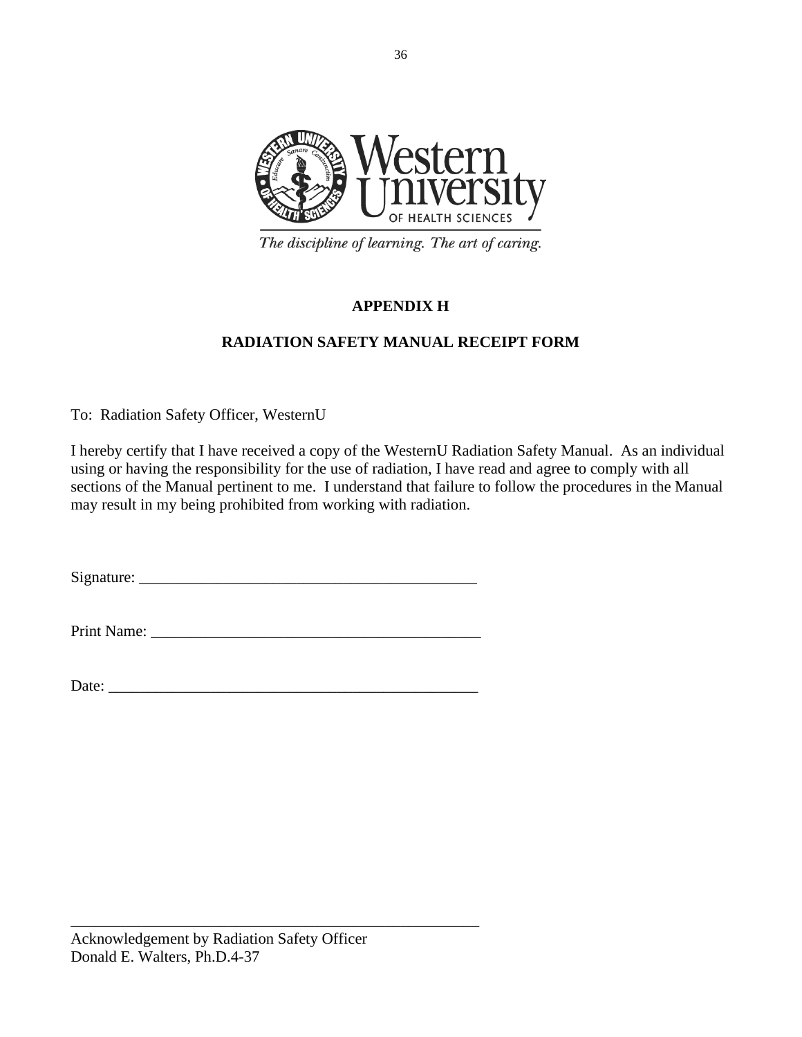Western University OF HEALTH SCIENCES

*The discipline of learning. The art of caring.*

**APPENDIX H**

**RADIATION SAFETY MANUAL RECEIPT FORM**

To: Radiation Safety Officer, WesternU

I hereby certify that I have received a copy of the WesternU Radiation Safety Manual. As an individual using or having the responsibility for the use of radiation, I have read and agree to comply with all sections of the Manual pertinent to me. I understand that failure to follow the procedures in the Manual may result in my being prohibited from working with radiation.

Signature: ___________________________________________

Print Name: __________________________________________

Date: ________________________________________________

_____________________________________________________

Acknowledgement by Radiation Safety Officer
Donald E. Walters, Ph.D.4-37